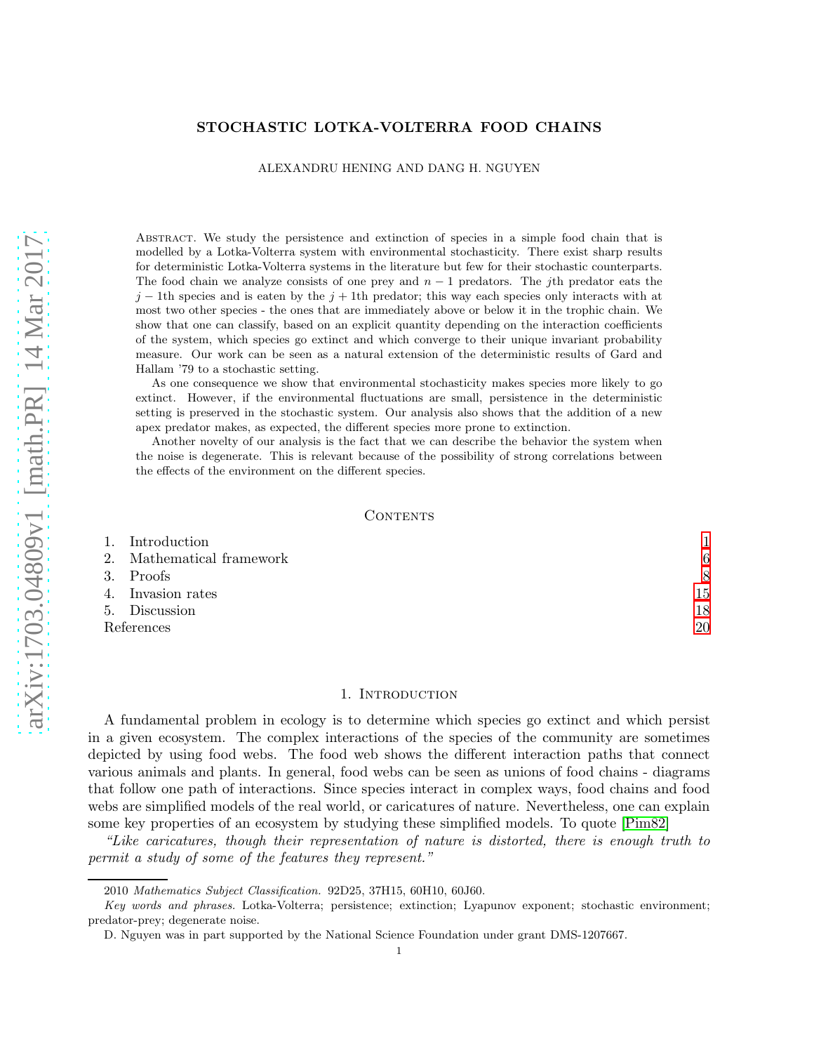# STOCHASTIC LOTKA-VOLTERRA FOOD CHAINS

ALEXANDRU HENING AND DANG H. NGUYEN

Abstract. We study the persistence and extinction of species in a simple food chain that is modelled by a Lotka-Volterra system with environmental stochasticity. There exist sharp results for deterministic Lotka-Volterra systems in the literature but few for their stochastic counterparts. The food chain we analyze consists of one prey and $n-1$ predators. The $j$th predator eats the $j-1$th species and is eaten by the $j+1$th predator; this way each species only interacts with at most two other species - the ones that are immediately above or below it in the trophic chain. We show that one can classify, based on an explicit quantity depending on the interaction coefficients of the system, which species go extinct and which converge to their unique invariant probability measure. Our work can be seen as a natural extension of the deterministic results of Gard and Hallam '79 to a stochastic setting.

As one consequence we show that environmental stochasticity makes species more likely to go extinct. However, if the environmental fluctuations are small, persistence in the deterministic setting is preserved in the stochastic system. Our analysis also shows that the addition of a new apex predator makes, as expected, the different species more prone to extinction.

Another novelty of our analysis is the fact that we can describe the behavior the system when the noise is degenerate. This is relevant because of the possibility of strong correlations between the effects of the environment on the different species.

## Contents

1. Introduction 1
2. Mathematical framework 6
3. Proofs 8
4. Invasion rates 15
5. Discussion 18

References 20

## 1. Introduction

A fundamental problem in ecology is to determine which species go extinct and which persist in a given ecosystem. The complex interactions of the species of the community are sometimes depicted by using food webs. The food web shows the different interaction paths that connect various animals and plants. In general, food webs can be seen as unions of food chains - diagrams that follow one path of interactions. Since species interact in complex ways, food chains and food webs are simplified models of the real world, or caricatures of nature. Nevertheless, one can explain some key properties of an ecosystem by studying these simplified models. To quote [Pim82]

*"Like caricatures, though their representation of nature is distorted, there is enough truth to permit a study of some of the features they represent."*

2010 *Mathematics Subject Classification.* 92D25, 37H15, 60H10, 60J60.

*Key words and phrases.* Lotka-Volterra; persistence; extinction; Lyapunov exponent; stochastic environment; predator-prey; degenerate noise.

D. Nguyen was in part supported by the National Science Foundation under grant DMS-1207667.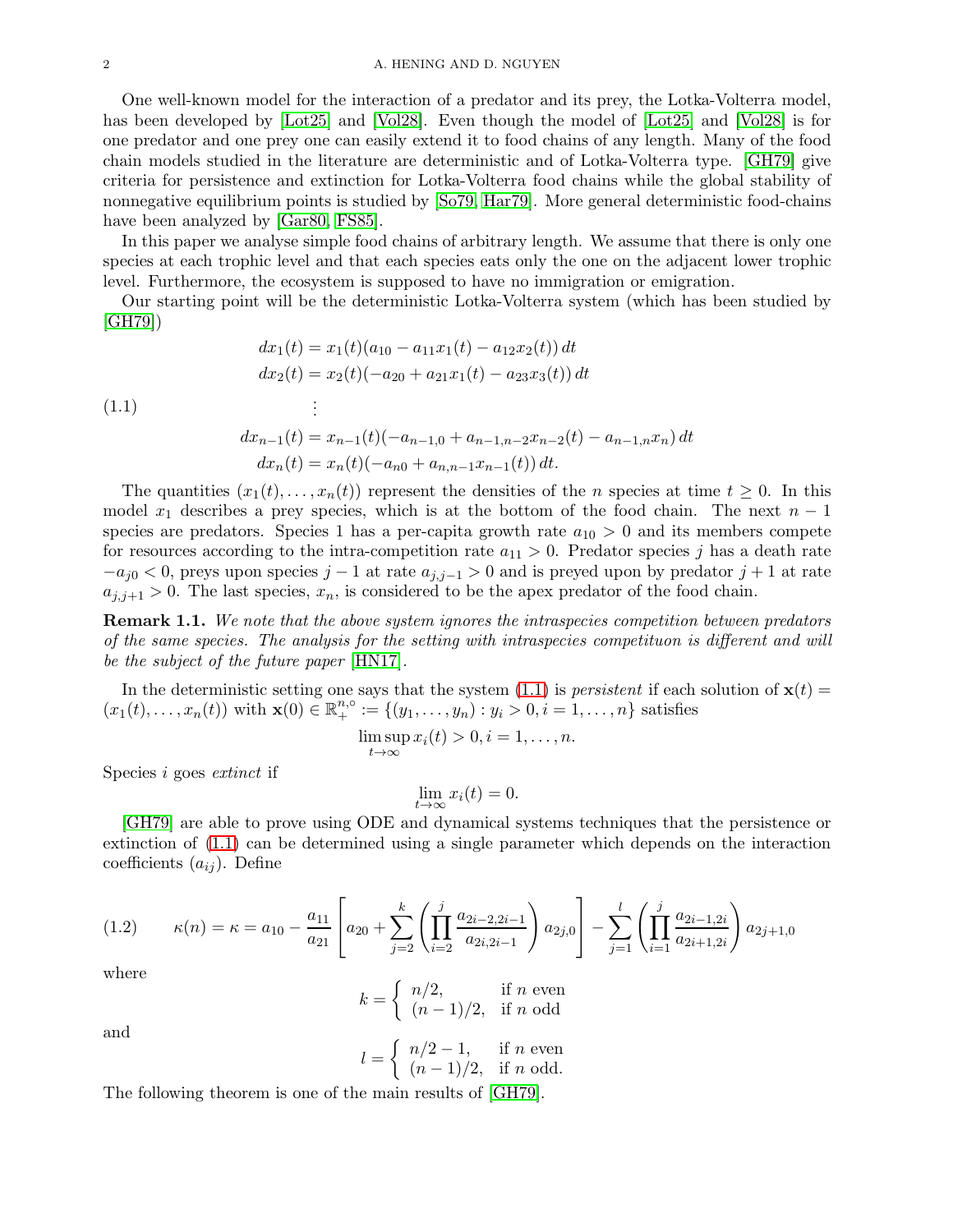One well-known model for the interaction of a predator and its prey, the Lotka-Volterra model, has been developed by [Lot25] and [Vol28]. Even though the model of [Lot25] and [Vol28] is for one predator and one prey one can easily extend it to food chains of any length. Many of the food chain models studied in the literature are deterministic and of Lotka-Volterra type. [GH79] give criteria for persistence and extinction for Lotka-Volterra food chains while the global stability of nonnegative equilibrium points is studied by [So79, Har79]. More general deterministic food-chains have been analyzed by [Gar80, FS85].

In this paper we analyse simple food chains of arbitrary length. We assume that there is only one species at each trophic level and that each species eats only the one on the adjacent lower trophic level. Furthermore, the ecosystem is supposed to have no immigration or emigration.

Our starting point will be the deterministic Lotka-Volterra system (which has been studied by [GH79])

$$
\begin{aligned}
dx_1(t) &= x_1(t)(a_{10} - a_{11}x_1(t) - a_{12}x_2(t))\,dt\\
dx_2(t) &= x_2(t)(-a_{20} + a_{21}x_1(t) - a_{23}x_3(t))\,dt\\
&\;\;\vdots\\
dx_{n-1}(t) &= x_{n-1}(t)(-a_{n-1,0} + a_{n-1,n-2}x_{n-2}(t) - a_{n-1,n}x_n)\,dt\\
dx_n(t) &= x_n(t)(-a_{n0} + a_{n,n-1}x_{n-1}(t))\,dt.
\end{aligned}
\tag{1.1}
$$

The quantities $(x_1(t), \ldots, x_n(t))$ represent the densities of the $n$ species at time $t \geq 0$. In this model $x_1$ describes a prey species, which is at the bottom of the food chain. The next $n-1$ species are predators. Species 1 has a per-capita growth rate $a_{10} > 0$ and its members compete for resources according to the intra-competition rate $a_{11} > 0$. Predator species $j$ has a death rate $-a_{j0} < 0$, preys upon species $j-1$ at rate $a_{j,j-1} > 0$ and is preyed upon by predator $j+1$ at rate $a_{j,j+1} > 0$. The last species, $x_n$, is considered to be the apex predator of the food chain.

**Remark 1.1.** *We note that the above system ignores the intraspecies competition between predators of the same species. The analysis for the setting with intraspecies competituon is different and will be the subject of the future paper [HN17].*

In the deterministic setting one says that the system (1.1) is *persistent* if each solution of $\mathbf{x}(t) = (x_1(t), \ldots, x_n(t))$ with $\mathbf{x}(0) \in \mathbb{R}_+^{n,\circ} := \{(y_1, \ldots, y_n) : y_i > 0, i = 1, \ldots, n\}$ satisfies

$$
\limsup_{t\to\infty} x_i(t) > 0, i = 1, \ldots, n.
$$

Species $i$ goes *extinct* if

$$
\lim_{t\to\infty} x_i(t) = 0.
$$

[GH79] are able to prove using ODE and dynamical systems techniques that the persistence or extinction of (1.1) can be determined using a single parameter which depends on the interaction coefficients $(a_{ij})$. Define

$$
\kappa(n) = \kappa = a_{10} - \frac{a_{11}}{a_{21}}\left[a_{20} + \sum_{j=2}^{k}\left(\prod_{i=2}^{j}\frac{a_{2i-2,2i-1}}{a_{2i,2i-1}}\right)a_{2j,0}\right] - \sum_{j=1}^{l}\left(\prod_{i=1}^{j}\frac{a_{2i-1,2i}}{a_{2i+1,2i}}\right)a_{2j+1,0}
\tag{1.2}
$$

where

$$
k = \begin{cases} n/2, & \text{if } n \text{ even}\\ (n-1)/2, & \text{if } n \text{ odd}\end{cases}
$$

and

$$
l = \begin{cases} n/2 - 1, & \text{if } n \text{ even}\\ (n-1)/2, & \text{if } n \text{ odd.}\end{cases}
$$

The following theorem is one of the main results of [GH79].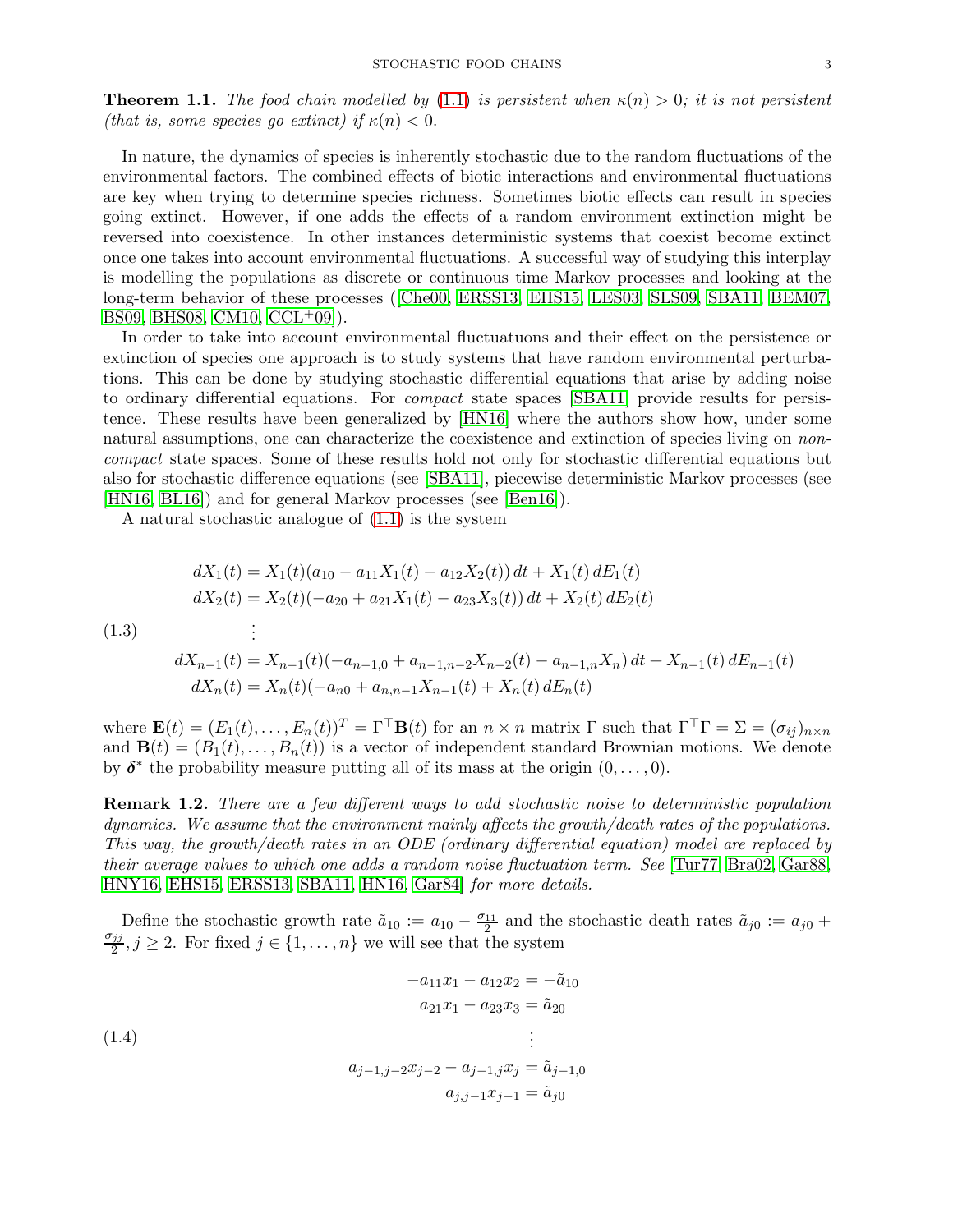**Theorem 1.1.** *The food chain modelled by (1.1) is persistent when $\kappa(n) > 0$; it is not persistent (that is, some species go extinct) if $\kappa(n) < 0$.*

In nature, the dynamics of species is inherently stochastic due to the random fluctuations of the environmental factors. The combined effects of biotic interactions and environmental fluctuations are key when trying to determine species richness. Sometimes biotic effects can result in species going extinct. However, if one adds the effects of a random environment extinction might be reversed into coexistence. In other instances deterministic systems that coexist become extinct once one takes into account environmental fluctuations. A successful way of studying this interplay is modelling the populations as discrete or continuous time Markov processes and looking at the long-term behavior of these processes ([Che00, ERSS13, EHS15, LES03, SLS09, SBA11, BEM07, BS09, BHS08, CM10, CCL+09]).

In order to take into account environmental fluctuatuons and their effect on the persistence or extinction of species one approach is to study systems that have random environmental perturbations. This can be done by studying stochastic differential equations that arise by adding noise to ordinary differential equations. For *compact* state spaces [SBA11] provide results for persistence. These results have been generalized by [HN16] where the authors show how, under some natural assumptions, one can characterize the coexistence and extinction of species living on *non-compact* state spaces. Some of these results hold not only for stochastic differential equations but also for stochastic difference equations (see [SBA11], piecewise deterministic Markov processes (see [HN16, BL16]) and for general Markov processes (see [Ben16]).

A natural stochastic analogue of (1.1) is the system

$$
\begin{aligned}
dX_1(t) &= X_1(t)(a_{10} - a_{11}X_1(t) - a_{12}X_2(t))\,dt + X_1(t)\,dE_1(t)\\
dX_2(t) &= X_2(t)(-a_{20} + a_{21}X_1(t) - a_{23}X_3(t))\,dt + X_2(t)\,dE_2(t)\\
&\vdots\\
dX_{n-1}(t) &= X_{n-1}(t)(-a_{n-1,0} + a_{n-1,n-2}X_{n-2}(t) - a_{n-1,n}X_n)\,dt + X_{n-1}(t)\,dE_{n-1}(t)\\
dX_n(t) &= X_n(t)(-a_{n0} + a_{n,n-1}X_{n-1}(t) + X_n(t)\,dE_n(t)
\end{aligned}
\tag{1.3}
$$

where $\mathbf{E}(t) = (E_1(t), \ldots, E_n(t))^T = \Gamma^\top \mathbf{B}(t)$ for an $n \times n$ matrix $\Gamma$ such that $\Gamma^\top\Gamma = \Sigma = (\sigma_{ij})_{n\times n}$ and $\mathbf{B}(t) = (B_1(t), \ldots, B_n(t))$ is a vector of independent standard Brownian motions. We denote by $\boldsymbol{\delta}^*$ the probability measure putting all of its mass at the origin $(0, \ldots, 0)$.

**Remark 1.2.** *There are a few different ways to add stochastic noise to deterministic population dynamics. We assume that the environment mainly affects the growth/death rates of the populations. This way, the growth/death rates in an ODE (ordinary differential equation) model are replaced by their average values to which one adds a random noise fluctuation term. See [Tur77, Bra02, Gar88, HNY16, EHS15, ERSS13, SBA11, HN16, Gar84] for more details.*

Define the stochastic growth rate $\tilde{a}_{10} := a_{10} - \frac{\sigma_{11}}{2}$ and the stochastic death rates $\tilde{a}_{j0} := a_{j0} + \frac{\sigma_{jj}}{2}, j \geq 2$. For fixed $j \in \{1, \ldots, n\}$ we will see that the system

$$
\begin{aligned}
-a_{11}x_1 - a_{12}x_2 &= -\tilde{a}_{10}\\
a_{21}x_1 - a_{23}x_3 &= \tilde{a}_{20}\\
&\vdots\\
a_{j-1,j-2}x_{j-2} - a_{j-1,j}x_j &= \tilde{a}_{j-1,0}\\
a_{j,j-1}x_{j-1} &= \tilde{a}_{j0}
\end{aligned}
\tag{1.4}
$$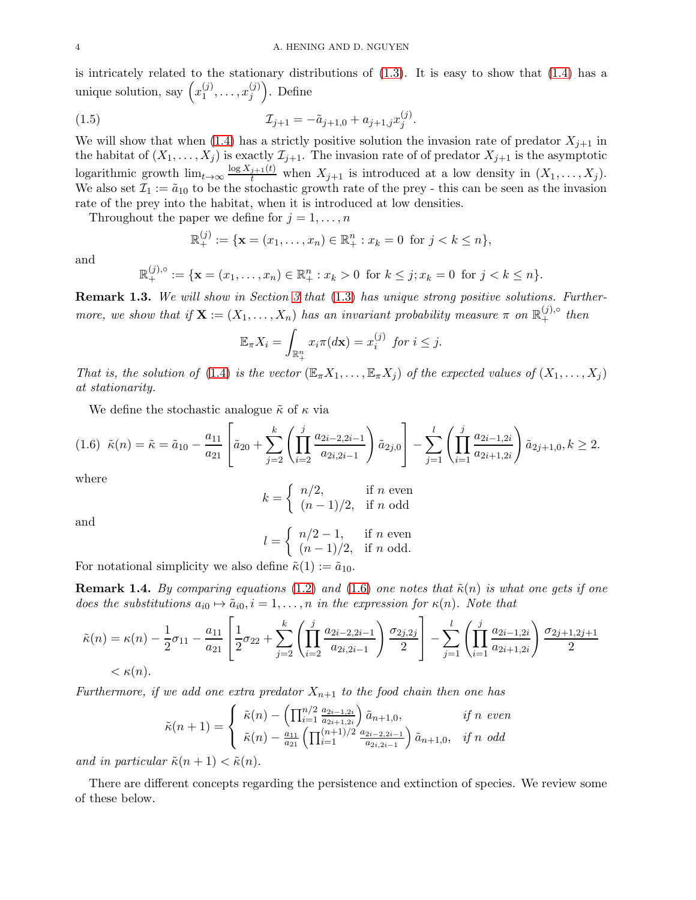is intricately related to the stationary distributions of (1.3). It is easy to show that (1.4) has a unique solution, say $\left(x_1^{(j)}, \ldots, x_j^{(j)}\right)$. Define

$$\mathcal{I}_{j+1} = -\tilde{a}_{j+1,0} + a_{j+1,j} x_j^{(j)}. \tag{1.5}$$

We will show that when (1.4) has a strictly positive solution the invasion rate of predator $X_{j+1}$ in the habitat of $(X_1, \ldots, X_j)$ is exactly $\mathcal{I}_{j+1}$. The invasion rate of of predator $X_{j+1}$ is the asymptotic logarithmic growth $\lim_{t\to\infty} \frac{\log X_{j+1}(t)}{t}$ when $X_{j+1}$ is introduced at a low density in $(X_1, \ldots, X_j)$. We also set $\mathcal{I}_1 := \tilde{a}_{10}$ to be the stochastic growth rate of the prey - this can be seen as the invasion rate of the prey into the habitat, when it is introduced at low densities.

Throughout the paper we define for $j = 1, \ldots, n$

$$\mathbb{R}_+^{(j)} := \{\mathbf{x} = (x_1, \ldots, x_n) \in \mathbb{R}_+^n : x_k = 0 \text{ for } j < k \leq n\},$$

and

$$\mathbb{R}_+^{(j),\circ} := \{\mathbf{x} = (x_1, \ldots, x_n) \in \mathbb{R}_+^n : x_k > 0 \text{ for } k \leq j; x_k = 0 \text{ for } j < k \leq n\}.$$

**Remark 1.3.** *We will show in Section 3 that (1.3) has unique strong positive solutions. Furthermore, we show that if $\mathbf{X} := (X_1, \ldots, X_n)$ has an invariant probability measure $\pi$ on $\mathbb{R}_+^{(j),\circ}$ then*

$$\mathbb{E}_\pi X_i = \int_{\mathbb{R}_+^n} x_i \pi(d\mathbf{x}) = x_i^{(j)} \text{ for } i \leq j.$$

*That is, the solution of (1.4) is the vector $(\mathbb{E}_\pi X_1, \ldots, \mathbb{E}_\pi X_j)$ of the expected values of $(X_1, \ldots, X_j)$ at stationarity.*

We define the stochastic analogue $\tilde{\kappa}$ of $\kappa$ via

$$\tilde{\kappa}(n) = \tilde{\kappa} = \tilde{a}_{10} - \frac{a_{11}}{a_{21}}\left[\tilde{a}_{20} + \sum_{j=2}^{k}\left(\prod_{i=2}^{j}\frac{a_{2i-2,2i-1}}{a_{2i,2i-1}}\right)\tilde{a}_{2j,0}\right] - \sum_{j=1}^{l}\left(\prod_{i=1}^{j}\frac{a_{2i-1,2i}}{a_{2i+1,2i}}\right)\tilde{a}_{2j+1,0}, k \geq 2. \tag{1.6}$$

where

$$k = \begin{cases} n/2, & \text{if } n \text{ even} \\ (n-1)/2, & \text{if } n \text{ odd} \end{cases}$$

and

$$l = \begin{cases} n/2 - 1, & \text{if } n \text{ even} \\ (n-1)/2, & \text{if } n \text{ odd.} \end{cases}$$

For notational simplicity we also define $\tilde{\kappa}(1) := \tilde{a}_{10}$.

**Remark 1.4.** *By comparing equations (1.2) and (1.6) one notes that $\tilde{\kappa}(n)$ is what one gets if one does the substitutions $a_{i0} \mapsto \tilde{a}_{i0}, i = 1, \ldots, n$ in the expression for $\kappa(n)$. Note that*

$$\begin{aligned}\tilde{\kappa}(n) &= \kappa(n) - \frac{1}{2}\sigma_{11} - \frac{a_{11}}{a_{21}}\left[\frac{1}{2}\sigma_{22} + \sum_{j=2}^{k}\left(\prod_{i=2}^{j}\frac{a_{2i-2,2i-1}}{a_{2i,2i-1}}\right)\frac{\sigma_{2j,2j}}{2}\right] - \sum_{j=1}^{l}\left(\prod_{i=1}^{j}\frac{a_{2i-1,2i}}{a_{2i+1,2i}}\right)\frac{\sigma_{2j+1,2j+1}}{2} \\ &< \kappa(n).\end{aligned}$$

*Furthermore, if we add one extra predator $X_{n+1}$ to the food chain then one has*

$$\tilde{\kappa}(n+1) = \begin{cases} \tilde{\kappa}(n) - \left(\prod_{i=1}^{n/2}\frac{a_{2i-1,2i}}{a_{2i+1,2i}}\right)\tilde{a}_{n+1,0}, & \text{if } n \text{ even} \\ \tilde{\kappa}(n) - \frac{a_{11}}{a_{21}}\left(\prod_{i=1}^{(n+1)/2}\frac{a_{2i-2,2i-1}}{a_{2i,2i-1}}\right)\tilde{a}_{n+1,0}, & \text{if } n \text{ odd} \end{cases}$$

*and in particular $\tilde{\kappa}(n+1) < \tilde{\kappa}(n)$.*

There are different concepts regarding the persistence and extinction of species. We review some of these below.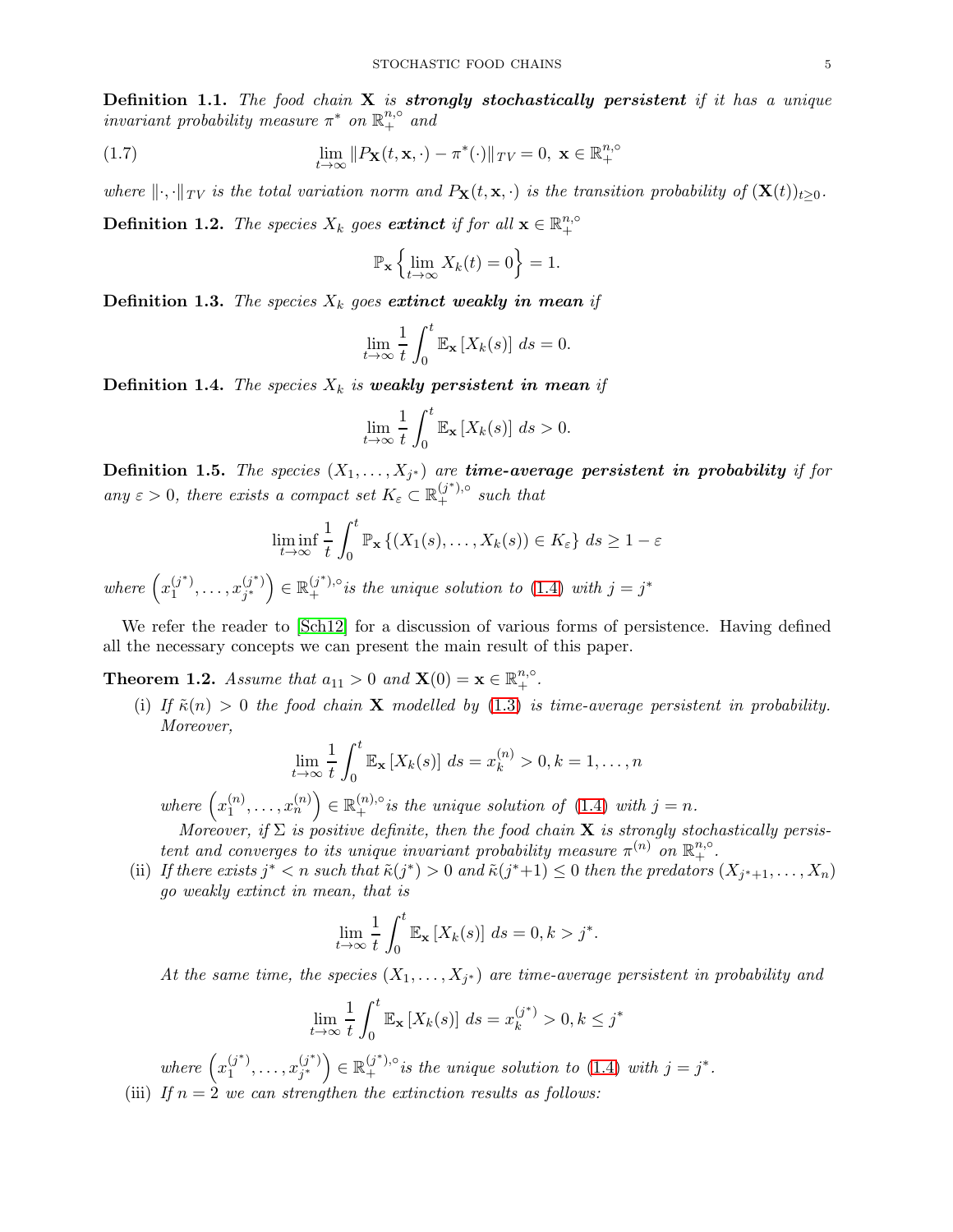**Definition 1.1.** *The food chain* $\mathbf{X}$ *is* ***strongly stochastically persistent*** *if it has a unique invariant probability measure* $\pi^*$ *on* $\mathbb{R}_+^{n,\circ}$ *and*

$$\lim_{t\to\infty} \|P_{\mathbf{X}}(t,\mathbf{x},\cdot) - \pi^*(\cdot)\|_{TV} = 0, \ \mathbf{x} \in \mathbb{R}_+^{n,\circ} \tag{1.7}$$

*where* $\|\cdot,\cdot\|_{TV}$ *is the total variation norm and* $P_{\mathbf{X}}(t,\mathbf{x},\cdot)$ *is the transition probability of* $(\mathbf{X}(t))_{t\geq 0}$.

**Definition 1.2.** *The species* $X_k$ *goes* ***extinct*** *if for all* $\mathbf{x} \in \mathbb{R}_+^{n,\circ}$

$$\mathbb{P}_{\mathbf{x}}\left\{\lim_{t\to\infty} X_k(t) = 0\right\} = 1.$$

**Definition 1.3.** *The species* $X_k$ *goes* ***extinct weakly in mean*** *if*

$$\lim_{t\to\infty} \frac{1}{t}\int_0^t \mathbb{E}_{\mathbf{x}}\left[X_k(s)\right]\, ds = 0.$$

**Definition 1.4.** *The species* $X_k$ *is* ***weakly persistent in mean*** *if*

$$\lim_{t\to\infty} \frac{1}{t}\int_0^t \mathbb{E}_{\mathbf{x}}\left[X_k(s)\right]\, ds > 0.$$

**Definition 1.5.** *The species* $(X_1,\dots,X_{j^*})$ *are* ***time-average persistent in probability*** *if for any* $\varepsilon > 0$*, there exists a compact set* $K_\varepsilon \subset \mathbb{R}_+^{(j^*),\circ}$ *such that*

$$\liminf_{t\to\infty} \frac{1}{t}\int_0^t \mathbb{P}_{\mathbf{x}}\left\{(X_1(s),\dots,X_k(s)) \in K_\varepsilon\right\}\, ds \geq 1-\varepsilon$$

*where* $\left(x_1^{(j^*)},\dots,x_{j^*}^{(j^*)}\right) \in \mathbb{R}_+^{(j^*),\circ}$ *is the unique solution to* (1.4) *with* $j = j^*$

We refer the reader to [Sch12] for a discussion of various forms of persistence. Having defined all the necessary concepts we can present the main result of this paper.

**Theorem 1.2.** *Assume that* $a_{11} > 0$ *and* $\mathbf{X}(0) = \mathbf{x} \in \mathbb{R}_+^{n,\circ}$.

(i) *If* $\tilde{\kappa}(n) > 0$ *the food chain* $\mathbf{X}$ *modelled by* (1.3) *is time-average persistent in probability. Moreover,*

$$\lim_{t\to\infty} \frac{1}{t}\int_0^t \mathbb{E}_{\mathbf{x}}\left[X_k(s)\right]\, ds = x_k^{(n)} > 0, k = 1,\dots,n$$

*where* $\left(x_1^{(n)},\dots,x_n^{(n)}\right) \in \mathbb{R}_+^{(n),\circ}$ *is the unique solution of* (1.4) *with* $j = n$.

*Moreover, if* $\Sigma$ *is positive definite, then the food chain* $\mathbf{X}$ *is strongly stochastically persistent and converges to its unique invariant probability measure* $\pi^{(n)}$ *on* $\mathbb{R}_+^{n,\circ}$.

(ii) *If there exists* $j^* < n$ *such that* $\tilde{\kappa}(j^*) > 0$ *and* $\tilde{\kappa}(j^*+1) \leq 0$ *then the predators* $(X_{j^*+1},\dots,X_n)$ *go weakly extinct in mean, that is*

$$\lim_{t\to\infty} \frac{1}{t}\int_0^t \mathbb{E}_{\mathbf{x}}\left[X_k(s)\right]\, ds = 0, k > j^*.$$

*At the same time, the species* $(X_1,\dots,X_{j^*})$ *are time-average persistent in probability and*

$$\lim_{t\to\infty} \frac{1}{t}\int_0^t \mathbb{E}_{\mathbf{x}}\left[X_k(s)\right]\, ds = x_k^{(j^*)} > 0, k \leq j^*$$

*where* $\left(x_1^{(j^*)},\dots,x_{j^*}^{(j^*)}\right) \in \mathbb{R}_+^{(j^*),\circ}$ *is the unique solution to* (1.4) *with* $j = j^*$.

(iii) *If* $n = 2$ *we can strengthen the extinction results as follows:*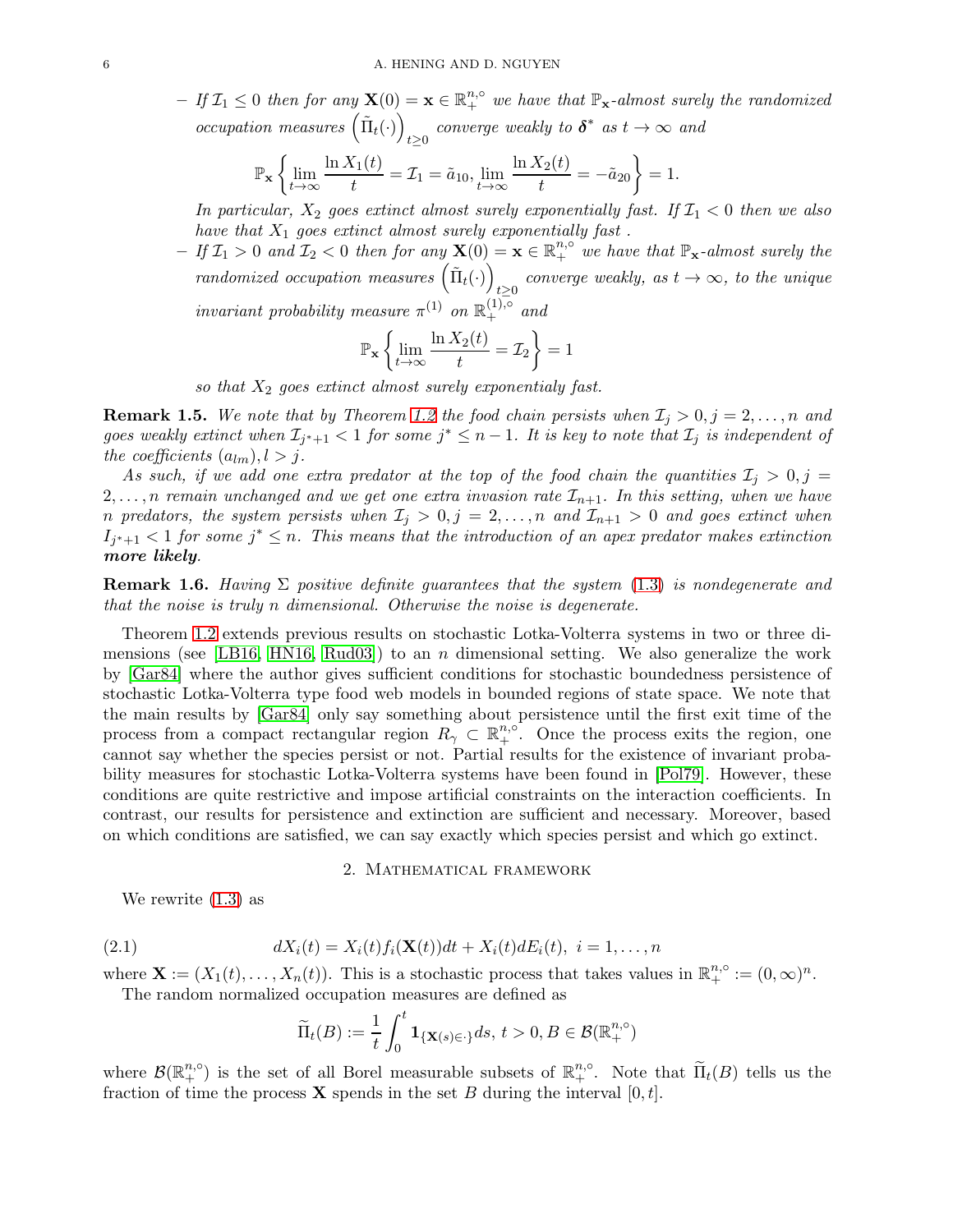– *If $\mathcal{I}_1 \leq 0$ then for any $\mathbf{X}(0) = \mathbf{x} \in \mathbb{R}_+^{n,\circ}$ we have that $\mathbb{P}_\mathbf{x}$-almost surely the randomized occupation measures $\left(\tilde{\Pi}_t(\cdot)\right)_{t\geq 0}$ converge weakly to $\boldsymbol{\delta}^*$ as $t \to \infty$ and*

$$\mathbb{P}_\mathbf{x}\left\{\lim_{t\to\infty}\frac{\ln X_1(t)}{t} = \mathcal{I}_1 = \tilde{a}_{10}, \lim_{t\to\infty}\frac{\ln X_2(t)}{t} = -\tilde{a}_{20}\right\} = 1.$$

*In particular, $X_2$ goes extinct almost surely exponentially fast. If $\mathcal{I}_1 < 0$ then we also have that $X_1$ goes extinct almost surely exponentially fast .*

– *If $\mathcal{I}_1 > 0$ and $\mathcal{I}_2 < 0$ then for any $\mathbf{X}(0) = \mathbf{x} \in \mathbb{R}_+^{n,\circ}$ we have that $\mathbb{P}_\mathbf{x}$-almost surely the randomized occupation measures $\left(\tilde{\Pi}_t(\cdot)\right)_{t\geq 0}$ converge weakly, as $t \to \infty$, to the unique invariant probability measure $\pi^{(1)}$ on $\mathbb{R}_+^{(1),\circ}$ and*

$$\mathbb{P}_\mathbf{x}\left\{\lim_{t\to\infty}\frac{\ln X_2(t)}{t} = \mathcal{I}_2\right\} = 1$$

*so that $X_2$ goes extinct almost surely exponentialy fast.*

**Remark 1.5.** *We note that by Theorem 1.2 the food chain persists when $\mathcal{I}_j > 0, j = 2, \ldots, n$ and goes weakly extinct when $\mathcal{I}_{j^*+1} < 1$ for some $j^* \leq n-1$. It is key to note that $\mathcal{I}_j$ is independent of the coefficients $(a_{lm}), l > j$.*

*As such, if we add one extra predator at the top of the food chain the quantities $\mathcal{I}_j > 0, j = 2, \ldots, n$ remain unchanged and we get one extra invasion rate $\mathcal{I}_{n+1}$. In this setting, when we have $n$ predators, the system persists when $\mathcal{I}_j > 0, j = 2, \ldots, n$ and $\mathcal{I}_{n+1} > 0$ and goes extinct when $I_{j^*+1} < 1$ for some $j^* \leq n$. This means that the introduction of an apex predator makes extinction **more likely**.*

**Remark 1.6.** *Having $\Sigma$ positive definite guarantees that the system (1.3) is nondegenerate and that the noise is truly $n$ dimensional. Otherwise the noise is degenerate.*

Theorem 1.2 extends previous results on stochastic Lotka-Volterra systems in two or three dimensions (see [LB16, HN16, Rud03]) to an $n$ dimensional setting. We also generalize the work by [Gar84] where the author gives sufficient conditions for stochastic boundedness persistence of stochastic Lotka-Volterra type food web models in bounded regions of state space. We note that the main results by [Gar84] only say something about persistence until the first exit time of the process from a compact rectangular region $R_\gamma \subset \mathbb{R}_+^{n,\circ}$. Once the process exits the region, one cannot say whether the species persist or not. Partial results for the existence of invariant probability measures for stochastic Lotka-Volterra systems have been found in [Pol79]. However, these conditions are quite restrictive and impose artificial constraints on the interaction coefficients. In contrast, our results for persistence and extinction are sufficient and necessary. Moreover, based on which conditions are satisfied, we can say exactly which species persist and which go extinct.

## 2. Mathematical framework

We rewrite (1.3) as

$$dX_i(t) = X_i(t)f_i(\mathbf{X}(t))dt + X_i(t)dE_i(t), \ i = 1, \ldots, n \tag{2.1}$$

where $\mathbf{X} := (X_1(t), \ldots, X_n(t))$. This is a stochastic process that takes values in $\mathbb{R}_+^{n,\circ} := (0,\infty)^n$.

The random normalized occupation measures are defined as

$$\widetilde{\Pi}_t(B) := \frac{1}{t}\int_0^t \mathbf{1}_{\{\mathbf{X}(s)\in\cdot\}}ds, \ t > 0, B \in \mathcal{B}(\mathbb{R}_+^{n,\circ})$$

where $\mathcal{B}(\mathbb{R}_+^{n,\circ})$ is the set of all Borel measurable subsets of $\mathbb{R}_+^{n,\circ}$. Note that $\widetilde{\Pi}_t(B)$ tells us the fraction of time the process $\mathbf{X}$ spends in the set $B$ during the interval $[0,t]$.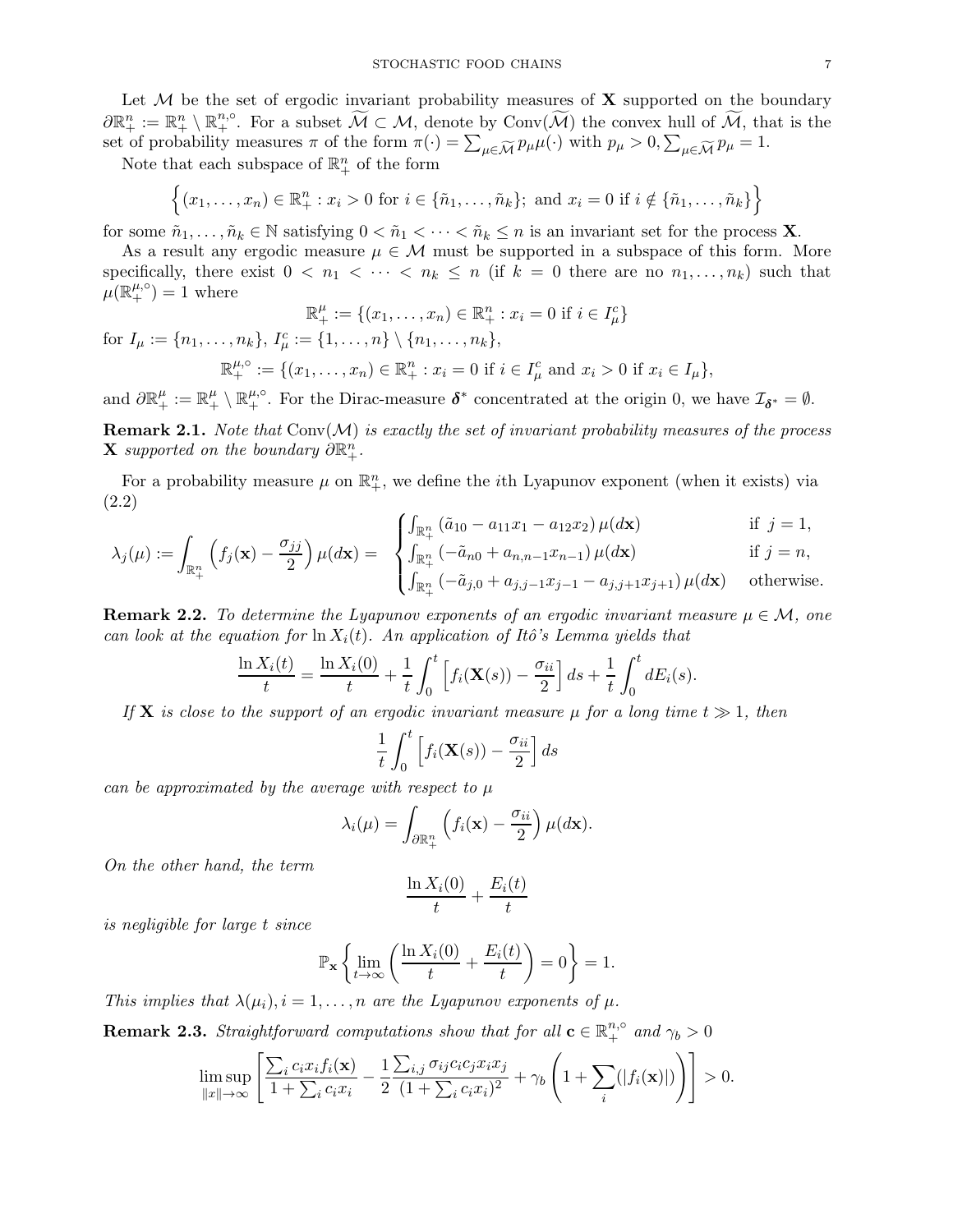Let $\mathcal{M}$ be the set of ergodic invariant probability measures of $\mathbf{X}$ supported on the boundary $\partial\mathbb{R}^n_+ := \mathbb{R}^n_+ \setminus \mathbb{R}^{n,\circ}_+$. For a subset $\widetilde{\mathcal{M}} \subset \mathcal{M}$, denote by $\text{Conv}(\widetilde{\mathcal{M}})$ the convex hull of $\widetilde{\mathcal{M}}$, that is the set of probability measures $\pi$ of the form $\pi(\cdot) = \sum_{\mu \in \widetilde{\mathcal{M}}} p_\mu \mu(\cdot)$ with $p_\mu > 0, \sum_{\mu\in\widetilde{\mathcal{M}}} p_\mu = 1$.

Note that each subspace of $\mathbb{R}^n_+$ of the form

$$\Big\{(x_1,\dots,x_n)\in\mathbb{R}^n_+ : x_i > 0 \text{ for } i \in \{\tilde n_1,\dots,\tilde n_k\};\text{ and } x_i = 0 \text{ if } i \notin \{\tilde n_1,\dots,\tilde n_k\}\Big\}$$

for some $\tilde n_1,\dots,\tilde n_k \in \mathbb{N}$ satisfying $0 < \tilde n_1 < \dots < \tilde n_k \le n$ is an invariant set for the process $\mathbf{X}$.

As a result any ergodic measure $\mu \in \mathcal{M}$ must be supported in a subspace of this form. More specifically, there exist $0 < n_1 < \dots < n_k \le n$ (if $k = 0$ there are no $n_1,\dots,n_k$) such that $\mu(\mathbb{R}^{\mu,\circ}_+) = 1$ where

$$\mathbb{R}^\mu_+ := \{(x_1,\dots,x_n)\in\mathbb{R}^n_+ : x_i = 0 \text{ if } i \in I^c_\mu\}$$

for $I_\mu := \{n_1,\dots,n_k\}$, $I^c_\mu := \{1,\dots,n\}\setminus\{n_1,\dots,n_k\}$,

$$\mathbb{R}^{\mu,\circ}_+ := \{(x_1,\dots,x_n)\in\mathbb{R}^n_+ : x_i = 0 \text{ if } i \in I^c_\mu \text{ and } x_i > 0 \text{ if } x_i \in I_\mu\},$$

and $\partial\mathbb{R}^\mu_+ := \mathbb{R}^\mu_+ \setminus \mathbb{R}^{\mu,\circ}_+$. For the Dirac-measure $\boldsymbol{\delta}^*$ concentrated at the origin 0, we have $\mathcal{I}_{\boldsymbol{\delta}^*} = \emptyset$.

**Remark 2.1.** *Note that* $\text{Conv}(\mathcal{M})$ *is exactly the set of invariant probability measures of the process* $\mathbf{X}$ *supported on the boundary* $\partial\mathbb{R}^n_+$.

For a probability measure $\mu$ on $\mathbb{R}^n_+$, we define the $i$th Lyapunov exponent (when it exists) via (2.2)

$$\lambda_j(\mu) := \int_{\mathbb{R}^n_+}\Big(f_j(\mathbf{x}) - \frac{\sigma_{jj}}{2}\Big)\mu(d\mathbf{x}) = \begin{cases} \int_{\mathbb{R}^n_+}(\tilde a_{10} - a_{11}x_1 - a_{12}x_2)\,\mu(d\mathbf{x}) & \text{if } j = 1,\\ \int_{\mathbb{R}^n_+}(-\tilde a_{n0} + a_{n,n-1}x_{n-1})\,\mu(d\mathbf{x}) & \text{if } j = n,\\ \int_{\mathbb{R}^n_+}(-\tilde a_{j,0} + a_{j,j-1}x_{j-1} - a_{j,j+1}x_{j+1})\,\mu(d\mathbf{x}) & \text{otherwise.}\end{cases}$$

**Remark 2.2.** *To determine the Lyapunov exponents of an ergodic invariant measure* $\mu \in \mathcal{M}$, *one can look at the equation for* $\ln X_i(t)$. *An application of Itô's Lemma yields that*

$$\frac{\ln X_i(t)}{t} = \frac{\ln X_i(0)}{t} + \frac{1}{t}\int_0^t\Big[f_i(\mathbf{X}(s)) - \frac{\sigma_{ii}}{2}\Big]ds + \frac{1}{t}\int_0^t dE_i(s).$$

*If* $\mathbf{X}$ *is close to the support of an ergodic invariant measure* $\mu$ *for a long time* $t \gg 1$, *then*

$$\frac{1}{t}\int_0^t\Big[f_i(\mathbf{X}(s)) - \frac{\sigma_{ii}}{2}\Big]ds$$

*can be approximated by the average with respect to* $\mu$

$$\lambda_i(\mu) = \int_{\partial\mathbb{R}^n_+}\Big(f_i(\mathbf{x}) - \frac{\sigma_{ii}}{2}\Big)\mu(d\mathbf{x}).$$

*On the other hand, the term*

$$\frac{\ln X_i(0)}{t} + \frac{E_i(t)}{t}$$

*is negligible for large* $t$ *since*

$$\mathbb{P}_{\mathbf{x}}\left\{\lim_{t\to\infty}\left(\frac{\ln X_i(0)}{t} + \frac{E_i(t)}{t}\right) = 0\right\} = 1.$$

*This implies that* $\lambda(\mu_i), i = 1,\dots,n$ *are the Lyapunov exponents of* $\mu$.

**Remark 2.3.** *Straightforward computations show that for all* $\mathbf{c} \in \mathbb{R}^{n,\circ}_+$ *and* $\gamma_b > 0$

$$\limsup_{\|x\|\to\infty}\left[\frac{\sum_i c_i x_i f_i(\mathbf{x})}{1+\sum_i c_i x_i} - \frac{1}{2}\frac{\sum_{i,j}\sigma_{ij}c_ic_jx_ix_j}{(1+\sum_i c_ix_i)^2} + \gamma_b\left(1 + \sum_i(|f_i(\mathbf{x})|)\right)\right] > 0.$$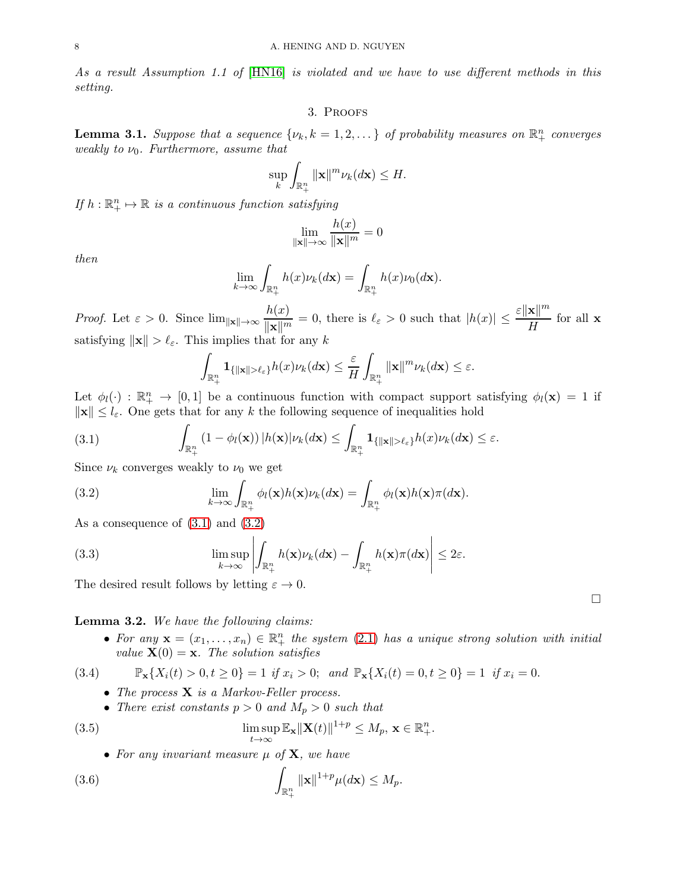*As a result Assumption 1.1 of [HN16] is violated and we have to use different methods in this setting.*

## 3. Proofs

**Lemma 3.1.** *Suppose that a sequence $\{\nu_k, k = 1, 2, \dots\}$ of probability measures on $\mathbb{R}^n_+$ converges weakly to $\nu_0$. Furthermore, assume that*

$$\sup_k \int_{\mathbb{R}^n_+} \|\mathbf{x}\|^m \nu_k(d\mathbf{x}) \leq H.$$

*If $h : \mathbb{R}^n_+ \mapsto \mathbb{R}$ is a continuous function satisfying*

$$\lim_{\|\mathbf{x}\|\to\infty} \frac{h(x)}{\|\mathbf{x}\|^m} = 0$$

*then*

$$\lim_{k\to\infty} \int_{\mathbb{R}^n_+} h(x)\nu_k(d\mathbf{x}) = \int_{\mathbb{R}^n_+} h(x)\nu_0(d\mathbf{x}).$$

*Proof.* Let $\varepsilon > 0$. Since $\lim_{\|\mathbf{x}\|\to\infty} \dfrac{h(x)}{\|\mathbf{x}\|^m} = 0$, there is $\ell_\varepsilon > 0$ such that $|h(x)| \leq \dfrac{\varepsilon\|\mathbf{x}\|^m}{H}$ for all $\mathbf{x}$ satisfying $\|\mathbf{x}\| > \ell_\varepsilon$. This implies that for any $k$

$$\int_{\mathbb{R}^n_+} \mathbf{1}_{\{\|\mathbf{x}\|>\ell_\varepsilon\}} h(x)\nu_k(d\mathbf{x}) \leq \frac{\varepsilon}{H}\int_{\mathbb{R}^n_+} \|\mathbf{x}\|^m \nu_k(d\mathbf{x}) \leq \varepsilon.$$

Let $\phi_l(\cdot) : \mathbb{R}^n_+ \to [0, 1]$ be a continuous function with compact support satisfying $\phi_l(\mathbf{x}) = 1$ if $\|\mathbf{x}\| \leq l_\varepsilon$. One gets that for any $k$ the following sequence of inequalities hold

$$\int_{\mathbb{R}^n_+} (1 - \phi_l(\mathbf{x}))\,|h(\mathbf{x})|\nu_k(d\mathbf{x}) \leq \int_{\mathbb{R}^n_+} \mathbf{1}_{\{\|\mathbf{x}\|>\ell_\varepsilon\}} h(x)\nu_k(d\mathbf{x}) \leq \varepsilon. \tag{3.1}$$

Since $\nu_k$ converges weakly to $\nu_0$ we get

$$\lim_{k\to\infty} \int_{\mathbb{R}^n_+} \phi_l(\mathbf{x})h(\mathbf{x})\nu_k(d\mathbf{x}) = \int_{\mathbb{R}^n_+} \phi_l(\mathbf{x})h(\mathbf{x})\pi(d\mathbf{x}). \tag{3.2}$$

As a consequence of (3.1) and (3.2)

$$\limsup_{k\to\infty} \left| \int_{\mathbb{R}^n_+} h(\mathbf{x})\nu_k(d\mathbf{x}) - \int_{\mathbb{R}^n_+} h(\mathbf{x})\pi(d\mathbf{x}) \right| \leq 2\varepsilon. \tag{3.3}$$

The desired result follows by letting $\varepsilon \to 0$.

□

**Lemma 3.2.** *We have the following claims:*

- *For any $\mathbf{x} = (x_1, \dots, x_n) \in \mathbb{R}^n_+$ the system (2.1) has a unique strong solution with initial value $\mathbf{X}(0) = \mathbf{x}$. The solution satisfies*

$$\mathbb{P}_\mathbf{x}\{X_i(t) > 0, t \geq 0\} = 1 \text{ if } x_i > 0; \text{ and } \mathbb{P}_\mathbf{x}\{X_i(t) = 0, t \geq 0\} = 1 \text{ if } x_i = 0. \tag{3.4}$$

- *The process $\mathbf{X}$ is a Markov-Feller process.*
- *There exist constants $p > 0$ and $M_p > 0$ such that*

$$\limsup_{t\to\infty} \mathbb{E}_\mathbf{x}\|\mathbf{X}(t)\|^{1+p} \leq M_p,\ \mathbf{x} \in \mathbb{R}^n_+. \tag{3.5}$$

- *For any invariant measure $\mu$ of $\mathbf{X}$, we have*

$$\int_{\mathbb{R}^n_+} \|\mathbf{x}\|^{1+p}\mu(d\mathbf{x}) \leq M_p. \tag{3.6}$$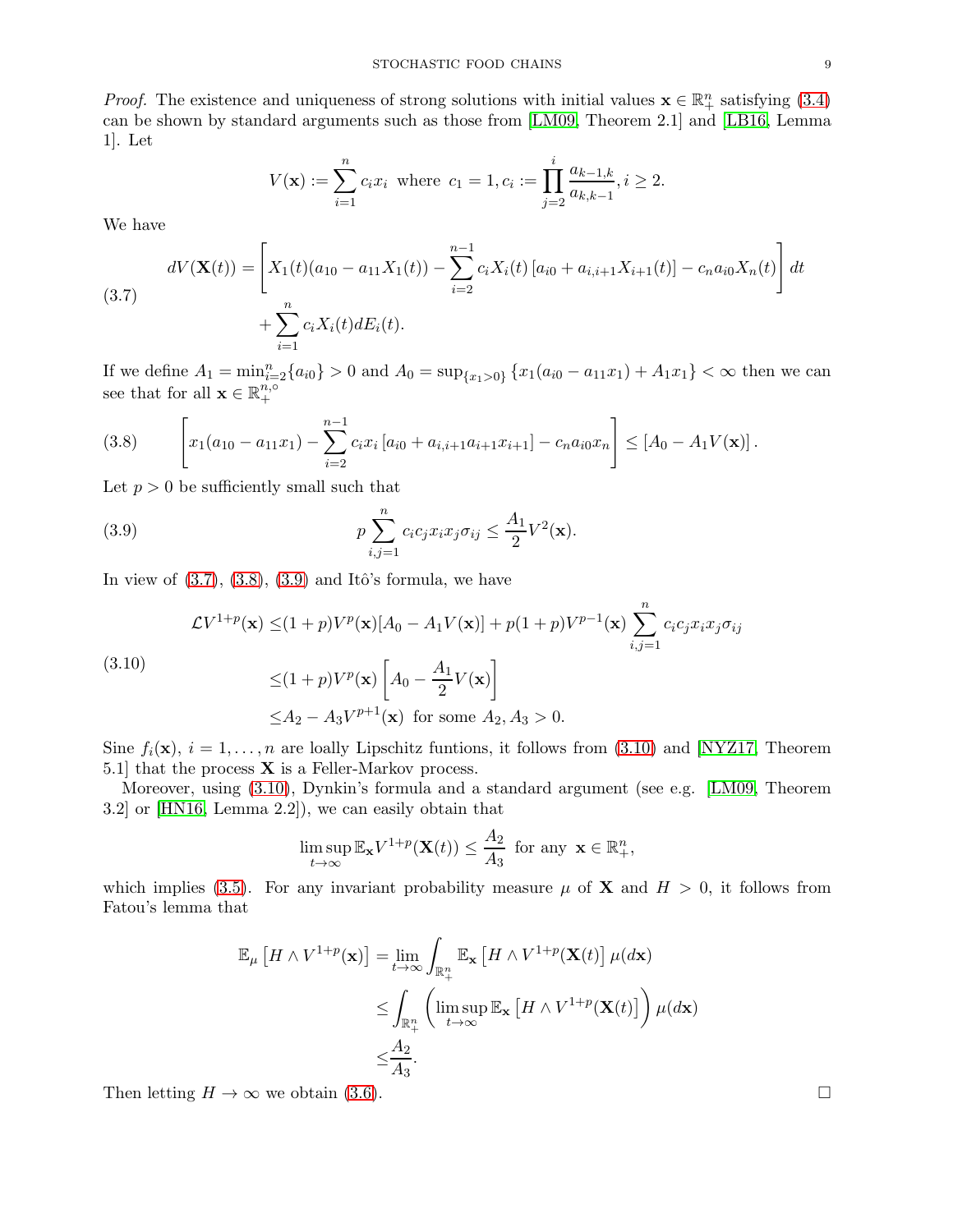*Proof.* The existence and uniqueness of strong solutions with initial values $\mathbf{x} \in \mathbb{R}^n_+$ satisfying (3.4) can be shown by standard arguments such as those from [LM09, Theorem 2.1] and [LB16, Lemma 1]. Let

$$V(\mathbf{x}) := \sum_{i=1}^n c_i x_i \text{ where } c_1 = 1, c_i := \prod_{j=2}^{i} \frac{a_{k-1,k}}{a_{k,k-1}}, i \geq 2.$$

We have

$$\begin{aligned} dV(\mathbf{X}(t)) = &\left[X_1(t)(a_{10} - a_{11}X_1(t)) - \sum_{i=2}^{n-1} c_i X_i(t)\left[a_{i0} + a_{i,i+1}X_{i+1}(t)\right] - c_n a_{i0} X_n(t)\right] dt \\ &+ \sum_{i=1}^n c_i X_i(t) dE_i(t). \end{aligned} \tag{3.7}$$

If we define $A_1 = \min_{i=2}^n \{a_{i0}\} > 0$ and $A_0 = \sup_{\{x_1 > 0\}} \{x_1(a_{i0} - a_{11}x_1) + A_1 x_1\} < \infty$ then we can see that for all $\mathbf{x} \in \mathbb{R}^{n,\circ}_+$

$$\left[x_1(a_{10} - a_{11}x_1) - \sum_{i=2}^{n-1} c_i x_i \left[a_{i0} + a_{i,i+1}a_{i+1}x_{i+1}\right] - c_n a_{i0} x_n\right] \leq \left[A_0 - A_1 V(\mathbf{x})\right]. \tag{3.8}$$

Let $p > 0$ be sufficiently small such that

$$p \sum_{i,j=1}^n c_i c_j x_i x_j \sigma_{ij} \leq \frac{A_1}{2} V^2(\mathbf{x}). \tag{3.9}$$

In view of (3.7), (3.8), (3.9) and Itô's formula, we have

$$\begin{aligned} \mathcal{L}V^{1+p}(\mathbf{x}) \leq &(1+p)V^p(\mathbf{x})[A_0 - A_1 V(\mathbf{x})] + p(1+p)V^{p-1}(\mathbf{x}) \sum_{i,j=1}^n c_i c_j x_i x_j \sigma_{ij} \\ \leq &(1+p)V^p(\mathbf{x})\left[A_0 - \frac{A_1}{2}V(\mathbf{x})\right] \\ \leq &A_2 - A_3 V^{p+1}(\mathbf{x}) \text{ for some } A_2, A_3 > 0. \end{aligned} \tag{3.10}$$

Sine $f_i(\mathbf{x})$, $i = 1, \ldots, n$ are loally Lipschitz funtions, it follows from (3.10) and [NYZ17, Theorem 5.1] that the process $\mathbf{X}$ is a Feller-Markov process.

Moreover, using (3.10), Dynkin's formula and a standard argument (see e.g. [LM09, Theorem 3.2] or [HN16, Lemma 2.2]), we can easily obtain that

$$\limsup_{t\to\infty} \mathbb{E}_{\mathbf{x}} V^{1+p}(\mathbf{X}(t)) \leq \frac{A_2}{A_3} \text{ for any } \mathbf{x} \in \mathbb{R}^n_+,$$

which implies (3.5). For any invariant probability measure $\mu$ of $\mathbf{X}$ and $H > 0$, it follows from Fatou's lemma that

$$\begin{aligned} \mathbb{E}_\mu\left[H \wedge V^{1+p}(\mathbf{x})\right] = &\lim_{t\to\infty} \int_{\mathbb{R}^n_+} \mathbb{E}_{\mathbf{x}}\left[H \wedge V^{1+p}(\mathbf{X}(t)\right] \mu(d\mathbf{x}) \\ \leq &\int_{\mathbb{R}^n_+} \left(\limsup_{t\to\infty} \mathbb{E}_{\mathbf{x}}\left[H \wedge V^{1+p}(\mathbf{X}(t)\right]\right) \mu(d\mathbf{x}) \\ \leq &\frac{A_2}{A_3}. \end{aligned}$$

Then letting $H \to \infty$ we obtain (3.6). $\square$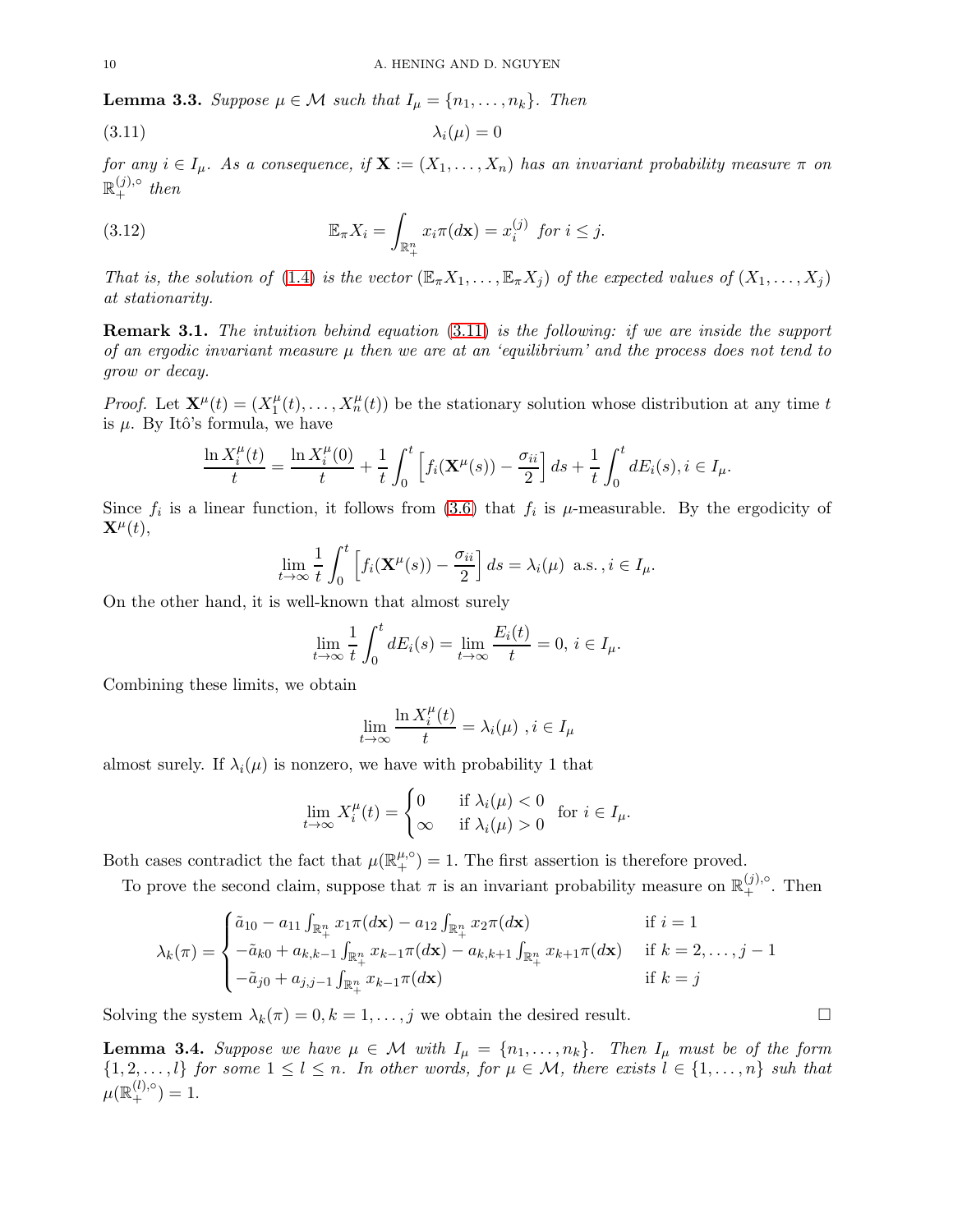**Lemma 3.3.** *Suppose $\mu \in \mathcal{M}$ such that $I_\mu = \{n_1, \dots, n_k\}$. Then*

$$\lambda_i(\mu) = 0 \tag{3.11}$$

*for any $i \in I_\mu$. As a consequence, if $\mathbf{X} := (X_1, \dots, X_n)$ has an invariant probability measure $\pi$ on $\mathbb{R}_+^{(j),\circ}$ then*

$$\mathbb{E}_\pi X_i = \int_{\mathbb{R}_+^n} x_i \pi(d\mathbf{x}) = x_i^{(j)} \text{ for } i \le j. \tag{3.12}$$

*That is, the solution of (1.4) is the vector $(\mathbb{E}_\pi X_1, \dots, \mathbb{E}_\pi X_j)$ of the expected values of $(X_1, \dots, X_j)$ at stationarity.*

**Remark 3.1.** *The intuition behind equation (3.11) is the following: if we are inside the support of an ergodic invariant measure $\mu$ then we are at an 'equilibrium' and the process does not tend to grow or decay.*

*Proof.* Let $\mathbf{X}^\mu(t) = (X_1^\mu(t), \dots, X_n^\mu(t))$ be the stationary solution whose distribution at any time $t$ is $\mu$. By Itô's formula, we have

$$\frac{\ln X_i^\mu(t)}{t} = \frac{\ln X_i^\mu(0)}{t} + \frac{1}{t}\int_0^t \left[f_i(\mathbf{X}^\mu(s)) - \frac{\sigma_{ii}}{2}\right] ds + \frac{1}{t}\int_0^t dE_i(s), i \in I_\mu.$$

Since $f_i$ is a linear function, it follows from (3.6) that $f_i$ is $\mu$-measurable. By the ergodicity of $\mathbf{X}^\mu(t)$,

$$\lim_{t\to\infty} \frac{1}{t}\int_0^t \left[f_i(\mathbf{X}^\mu(s)) - \frac{\sigma_{ii}}{2}\right] ds = \lambda_i(\mu) \text{ a.s.}, i \in I_\mu.$$

On the other hand, it is well-known that almost surely

$$\lim_{t\to\infty} \frac{1}{t}\int_0^t dE_i(s) = \lim_{t\to\infty} \frac{E_i(t)}{t} = 0, \; i \in I_\mu.$$

Combining these limits, we obtain

$$\lim_{t\to\infty} \frac{\ln X_i^\mu(t)}{t} = \lambda_i(\mu) \;, i \in I_\mu$$

almost surely. If $\lambda_i(\mu)$ is nonzero, we have with probability 1 that

$$\lim_{t\to\infty} X_i^\mu(t) = \begin{cases} 0 & \text{if } \lambda_i(\mu) < 0 \\ \infty & \text{if } \lambda_i(\mu) > 0 \end{cases} \text{ for } i \in I_\mu.$$

Both cases contradict the fact that $\mu(\mathbb{R}_+^{\mu,\circ}) = 1$. The first assertion is therefore proved.

To prove the second claim, suppose that $\pi$ is an invariant probability measure on $\mathbb{R}_+^{(j),\circ}$. Then

$$\lambda_k(\pi) = \begin{cases} \tilde a_{10} - a_{11}\int_{\mathbb{R}_+^n} x_1 \pi(d\mathbf{x}) - a_{12}\int_{\mathbb{R}_+^n} x_2 \pi(d\mathbf{x}) & \text{if } i = 1 \\ -\tilde a_{k0} + a_{k,k-1}\int_{\mathbb{R}_+^n} x_{k-1}\pi(d\mathbf{x}) - a_{k,k+1}\int_{\mathbb{R}_+^n} x_{k+1}\pi(d\mathbf{x}) & \text{if } k = 2, \dots, j-1 \\ -\tilde a_{j0} + a_{j,j-1}\int_{\mathbb{R}_+^n} x_{k-1}\pi(d\mathbf{x}) & \text{if } k = j \end{cases}$$

Solving the system $\lambda_k(\pi) = 0, k = 1, \dots, j$ we obtain the desired result. $\square$

**Lemma 3.4.** *Suppose we have $\mu \in \mathcal{M}$ with $I_\mu = \{n_1, \dots, n_k\}$. Then $I_\mu$ must be of the form $\{1, 2, \dots, l\}$ for some $1 \le l \le n$. In other words, for $\mu \in \mathcal{M}$, there exists $l \in \{1, \dots, n\}$ suh that $\mu(\mathbb{R}_+^{(l),\circ}) = 1$.*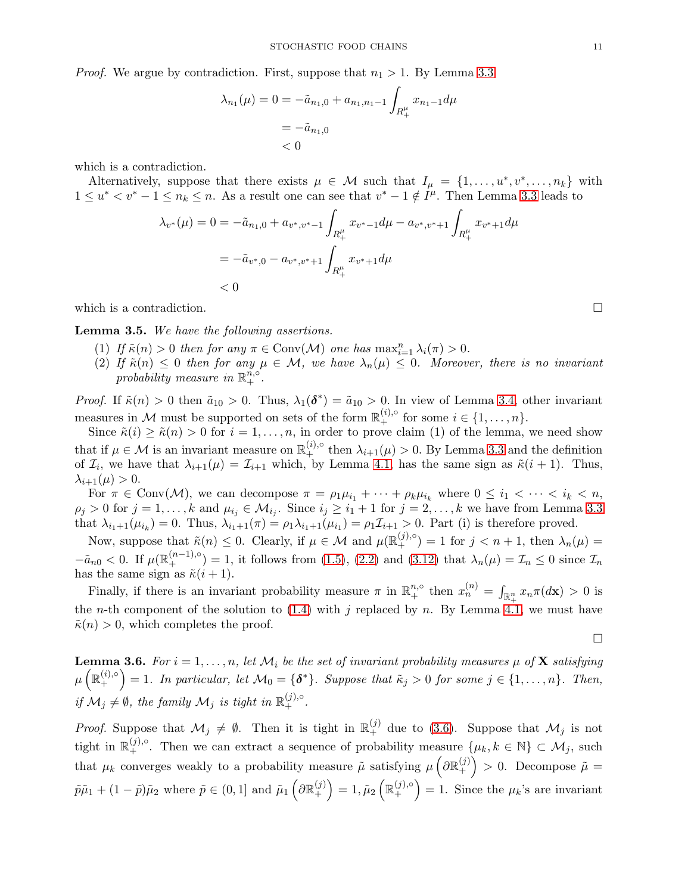*Proof.* We argue by contradiction. First, suppose that $n_1 > 1$. By Lemma 3.3

$$\begin{aligned}
\lambda_{n_1}(\mu) = 0 &= -\tilde{a}_{n_1,0} + a_{n_1,n_1-1}\int_{R_+^\mu} x_{n_1-1}d\mu \\
&= -\tilde{a}_{n_1,0} \\
&< 0
\end{aligned}$$

which is a contradiction.

Alternatively, suppose that there exists $\mu \in \mathcal{M}$ such that $I_\mu = \{1, \ldots, u^*, v^*, \ldots, n_k\}$ with $1 \le u^* < v^* - 1 \le n_k \le n$. As a result one can see that $v^* - 1 \notin I^\mu$. Then Lemma 3.3 leads to

$$\begin{aligned}
\lambda_{v^*}(\mu) = 0 &= -\tilde{a}_{n_1,0} + a_{v^*,v^*-1}\int_{R_+^\mu} x_{v^*-1}d\mu - a_{v^*,v^*+1}\int_{R_+^\mu} x_{v^*+1}d\mu \\
&= -\tilde{a}_{v^*,0} - a_{v^*,v^*+1}\int_{R_+^\mu} x_{v^*+1}d\mu \\
&< 0
\end{aligned}$$

which is a contradiction. $\square$

**Lemma 3.5.** *We have the following assertions.*

1. *If $\tilde{\kappa}(n) > 0$ then for any $\pi \in \text{Conv}(\mathcal{M})$ one has $\max_{i=1}^n \lambda_i(\pi) > 0$.*
2. *If $\tilde{\kappa}(n) \le 0$ then for any $\mu \in \mathcal{M}$, we have $\lambda_n(\mu) \le 0$. Moreover, there is no invariant probability measure in $\mathbb{R}_+^{n,\circ}$.*

*Proof.* If $\tilde{\kappa}(n) > 0$ then $\tilde{a}_{10} > 0$. Thus, $\lambda_1(\boldsymbol{\delta}^*) = \tilde{a}_{10} > 0$. In view of Lemma 3.4, other invariant measures in $\mathcal{M}$ must be supported on sets of the form $\mathbb{R}_+^{(i),\circ}$ for some $i \in \{1, \ldots, n\}$.

Since $\tilde{\kappa}(i) \ge \tilde{\kappa}(n) > 0$ for $i = 1, \ldots, n$, in order to prove claim (1) of the lemma, we need show that if $\mu \in \mathcal{M}$ is an invariant measure on $\mathbb{R}_+^{(i),\circ}$ then $\lambda_{i+1}(\mu) > 0$. By Lemma 3.3 and the definition of $\mathcal{I}_i$, we have that $\lambda_{i+1}(\mu) = \mathcal{I}_{i+1}$ which, by Lemma 4.1, has the same sign as $\tilde{\kappa}(i+1)$. Thus, $\lambda_{i+1}(\mu) > 0$.

For $\pi \in \text{Conv}(\mathcal{M})$, we can decompose $\pi = \rho_1\mu_{i_1} + \cdots + \rho_k\mu_{i_k}$ where $0 \le i_1 < \cdots < i_k < n$, $\rho_j > 0$ for $j = 1, \ldots, k$ and $\mu_{i_j} \in \mathcal{M}_{i_j}$. Since $i_j \ge i_1 + 1$ for $j = 2, \ldots, k$ we have from Lemma 3.3 that $\lambda_{i_1+1}(\mu_{i_k}) = 0$. Thus, $\lambda_{i_1+1}(\pi) = \rho_1\lambda_{i_1+1}(\mu_{i_1}) = \rho_1\mathcal{I}_{i_1+1} > 0$. Part (i) is therefore proved.

Now, suppose that $\tilde{\kappa}(n) \le 0$. Clearly, if $\mu \in \mathcal{M}$ and $\mu(\mathbb{R}_+^{(j),\circ}) = 1$ for $j < n+1$, then $\lambda_n(\mu) = -\tilde{a}_{n0} < 0$. If $\mu(\mathbb{R}_+^{(n-1),\circ}) = 1$, it follows from (1.5), (2.2) and (3.12) that $\lambda_n(\mu) = \mathcal{I}_n \le 0$ since $\mathcal{I}_n$ has the same sign as $\tilde{\kappa}(i+1)$.

Finally, if there is an invariant probability measure $\pi$ in $\mathbb{R}_+^{n,\circ}$ then $x_n^{(n)} = \int_{\mathbb{R}_+^n} x_n\pi(d\mathbf{x}) > 0$ is the $n$-th component of the solution to (1.4) with $j$ replaced by $n$. By Lemma 4.1, we must have $\tilde{\kappa}(n) > 0$, which completes the proof.

$\square$

**Lemma 3.6.** *For $i = 1, \ldots, n$, let $\mathcal{M}_i$ be the set of invariant probability measures $\mu$ of $\mathbf{X}$ satisfying $\mu\left(\mathbb{R}_+^{(i),\circ}\right) = 1$. In particular, let $\mathcal{M}_0 = \{\boldsymbol{\delta}^*\}$. Suppose that $\tilde{\kappa}_j > 0$ for some $j \in \{1, \ldots, n\}$. Then, if $\mathcal{M}_j \ne \emptyset$, the family $\mathcal{M}_j$ is tight in $\mathbb{R}_+^{(j),\circ}$.*

*Proof.* Suppose that $\mathcal{M}_j \ne \emptyset$. Then it is tight in $\mathbb{R}_+^{(j)}$ due to (3.6). Suppose that $\mathcal{M}_j$ is not tight in $\mathbb{R}_+^{(j),\circ}$. Then we can extract a sequence of probability measure $\{\mu_k, k \in \mathbb{N}\} \subset \mathcal{M}_j$, such that $\mu_k$ converges weakly to a probability measure $\tilde{\mu}$ satisfying $\mu\left(\partial\mathbb{R}_+^{(j)}\right) > 0$. Decompose $\tilde{\mu} = \tilde{p}\tilde{\mu}_1 + (1-\tilde{p})\tilde{\mu}_2$ where $\tilde{p} \in (0,1]$ and $\tilde{\mu}_1\left(\partial\mathbb{R}_+^{(j)}\right) = 1, \tilde{\mu}_2\left(\mathbb{R}_+^{(j),\circ}\right) = 1$. Since the $\mu_k$'s are invariant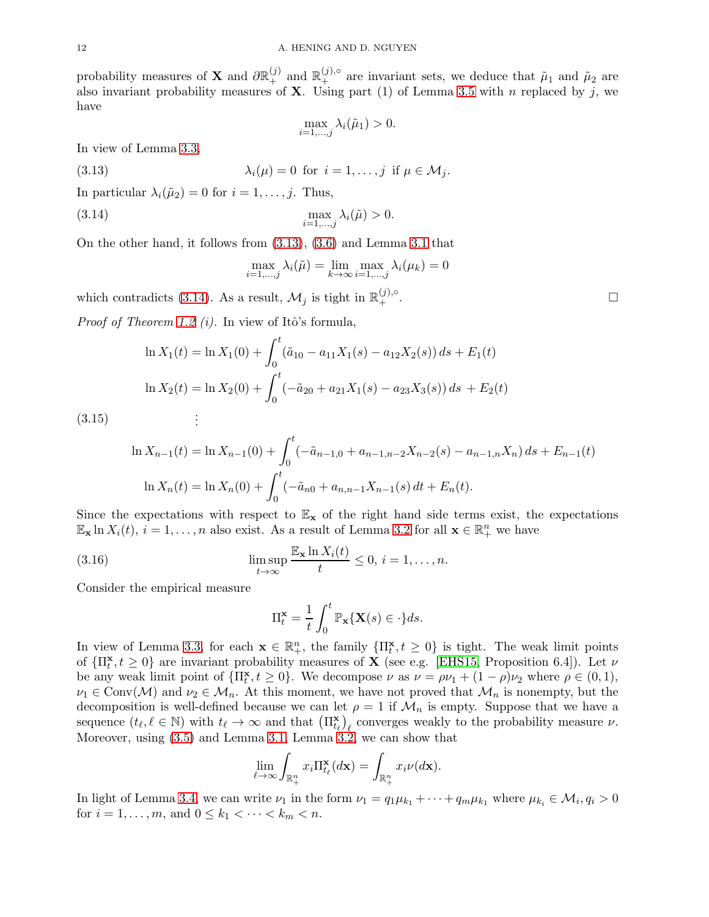probability measures of $\mathbf{X}$ and $\partial\mathbb{R}_+^{(j)}$ and $\mathbb{R}_+^{(j),\circ}$ are invariant sets, we deduce that $\tilde{\mu}_1$ and $\tilde{\mu}_2$ are also invariant probability measures of $\mathbf{X}$. Using part (1) of Lemma 3.5 with $n$ replaced by $j$, we have

$$\max_{i=1,\ldots,j} \lambda_i(\tilde{\mu}_1) > 0.$$

In view of Lemma 3.3,

$$\lambda_i(\mu) = 0 \text{ for } i = 1, \ldots, j \text{ if } \mu \in \mathcal{M}_j. \tag{3.13}$$

In particular $\lambda_i(\tilde{\mu}_2) = 0$ for $i = 1, \ldots, j$. Thus,

$$\max_{i=1,\ldots,j} \lambda_i(\tilde{\mu}) > 0. \tag{3.14}$$

On the other hand, it follows from (3.13), (3.6) and Lemma 3.1 that

$$\max_{i=1,\ldots,j} \lambda_i(\tilde{\mu}) = \lim_{k\to\infty} \max_{i=1,\ldots,j} \lambda_i(\mu_k) = 0$$

which contradicts (3.14). As a result, $\mathcal{M}_j$ is tight in $\mathbb{R}_+^{(j),\circ}$. $\square$

*Proof of Theorem 1.2 (i).* In view of Itô's formula,

$$\begin{aligned}
\ln X_1(t) &= \ln X_1(0) + \int_0^t (\tilde{a}_{10} - a_{11}X_1(s) - a_{12}X_2(s))\, ds + E_1(t)\\
\ln X_2(t) &= \ln X_2(0) + \int_0^t (-\tilde{a}_{20} + a_{21}X_1(s) - a_{23}X_3(s))\, ds \, + E_2(t)\\
&\ \ \vdots\\
\ln X_{n-1}(t) &= \ln X_{n-1}(0) + \int_0^t (-\tilde{a}_{n-1,0} + a_{n-1,n-2}X_{n-2}(s) - a_{n-1,n}X_n)\, ds + E_{n-1}(t)\\
\ln X_n(t) &= \ln X_n(0) + \int_0^t (-\tilde{a}_{n0} + a_{n,n-1}X_{n-1}(s)\, dt + E_n(t).
\end{aligned} \tag{3.15}$$

Since the expectations with respect to $\mathbb{E}_{\mathbf{x}}$ of the right hand side terms exist, the expectations $\mathbb{E}_{\mathbf{x}} \ln X_i(t)$, $i = 1, \ldots, n$ also exist. As a result of Lemma 3.2 for all $\mathbf{x} \in \mathbb{R}_+^n$ we have

$$\limsup_{t\to\infty} \frac{\mathbb{E}_{\mathbf{x}} \ln X_i(t)}{t} \le 0, \; i = 1, \ldots, n. \tag{3.16}$$

Consider the empirical measure

$$\Pi_t^{\mathbf{x}} = \frac{1}{t}\int_0^t \mathbb{P}_{\mathbf{x}}\{\mathbf{X}(s) \in \cdot\}ds.$$

In view of Lemma 3.3, for each $\mathbf{x} \in \mathbb{R}_+^n$, the family $\{\Pi_t^{\mathbf{x}}, t \ge 0\}$ is tight. The weak limit points of $\{\Pi_t^{\mathbf{x}}, t \ge 0\}$ are invariant probability measures of $\mathbf{X}$ (see e.g. [EHS15, Proposition 6.4]). Let $\nu$ be any weak limit point of $\{\Pi_t^{\mathbf{x}}, t \ge 0\}$. We decompose $\nu$ as $\nu = \rho\nu_1 + (1-\rho)\nu_2$ where $\rho \in (0, 1)$, $\nu_1 \in \text{Conv}(\mathcal{M})$ and $\nu_2 \in \mathcal{M}_n$. At this moment, we have not proved that $\mathcal{M}_n$ is nonempty, but the decomposition is well-defined because we can let $\rho = 1$ if $\mathcal{M}_n$ is empty. Suppose that we have a sequence $(t_\ell, \ell \in \mathbb{N})$ with $t_\ell \to \infty$ and that $\left(\Pi_{t_\ell}^{\mathbf{x}}\right)_\ell$ converges weakly to the probability measure $\nu$. Moreover, using (3.5) and Lemma 3.1, Lemma 3.2, we can show that

$$\lim_{\ell\to\infty} \int_{\mathbb{R}_+^n} x_i \Pi_{t_\ell}^{\mathbf{x}}(d\mathbf{x}) = \int_{\mathbb{R}_+^n} x_i \nu(d\mathbf{x}).$$

In light of Lemma 3.4, we can write $\nu_1$ in the form $\nu_1 = q_1\mu_{k_1} + \cdots + q_m\mu_{k_1}$ where $\mu_{k_i} \in \mathcal{M}_i, q_i > 0$ for $i = 1, \ldots, m$, and $0 \le k_1 < \cdots < k_m < n$.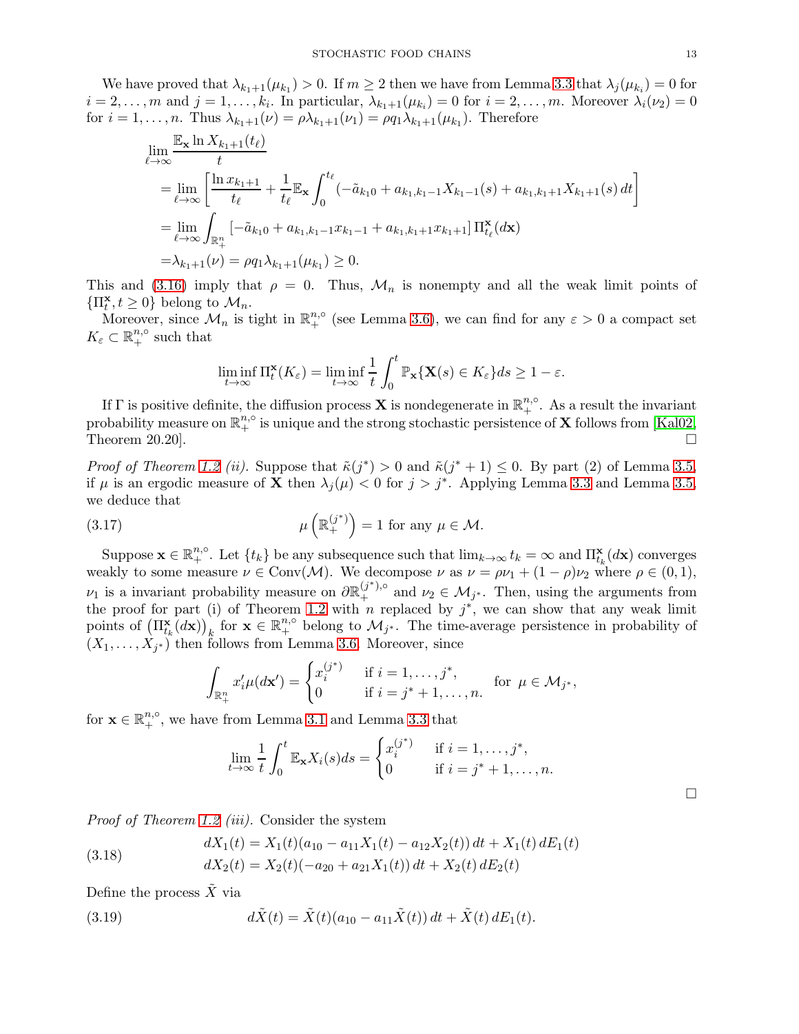We have proved that $\lambda_{k_1+1}(\mu_{k_1}) > 0$. If $m \geq 2$ then we have from Lemma 3.3 that $\lambda_j(\mu_{k_i}) = 0$ for $i = 2, \dots, m$ and $j = 1, \dots, k_i$. In particular, $\lambda_{k_1+1}(\mu_{k_i}) = 0$ for $i = 2, \dots, m$. Moreover $\lambda_i(\nu_2) = 0$ for $i = 1, \dots, n$. Thus $\lambda_{k_1+1}(\nu) = \rho\lambda_{k_1+1}(\nu_1) = \rho q_1 \lambda_{k_1+1}(\mu_{k_1})$. Therefore

$$
\begin{aligned}
\lim_{\ell\to\infty} & \frac{\mathbb{E}_{\mathbf{x}} \ln X_{k_1+1}(t_\ell)}{t} \\
&= \lim_{\ell\to\infty} \left[ \frac{\ln x_{k_1+1}}{t_\ell} + \frac{1}{t_\ell}\mathbb{E}_{\mathbf{x}} \int_0^{t_\ell} (-\tilde{a}_{k_1 0} + a_{k_1,k_1-1}X_{k_1-1}(s) + a_{k_1,k_1+1}X_{k_1+1}(s)\, dt \right] \\
&= \lim_{\ell\to\infty} \int_{\mathbb{R}^n_+} \left[-\tilde{a}_{k_1 0} + a_{k_1,k_1-1}x_{k_1-1} + a_{k_1,k_1+1}x_{k_1+1}\right] \Pi^{\mathbf{x}}_{t_\ell}(d\mathbf{x}) \\
&= \lambda_{k_1+1}(\nu) = \rho q_1 \lambda_{k_1+1}(\mu_{k_1}) \geq 0.
\end{aligned}
$$

This and (3.16) imply that $\rho = 0$. Thus, $\mathcal{M}_n$ is nonempty and all the weak limit points of $\{\Pi^{\mathbf{x}}_t, t \geq 0\}$ belong to $\mathcal{M}_n$.

Moreover, since $\mathcal{M}_n$ is tight in $\mathbb{R}^{n,\circ}_+$ (see Lemma 3.6), we can find for any $\varepsilon > 0$ a compact set $K_\varepsilon \subset \mathbb{R}^{n,\circ}_+$ such that

$$
\liminf_{t\to\infty} \Pi^{\mathbf{x}}_t(K_\varepsilon) = \liminf_{t\to\infty} \frac{1}{t}\int_0^t \mathbb{P}_{\mathbf{x}}\{\mathbf{X}(s) \in K_\varepsilon\} ds \geq 1 - \varepsilon.
$$

If $\Gamma$ is positive definite, the diffusion process $\mathbf{X}$ is nondegenerate in $\mathbb{R}^{n,\circ}_+$. As a result the invariant probability measure on $\mathbb{R}^{n,\circ}_+$ is unique and the strong stochastic persistence of $\mathbf{X}$ follows from [Kal02, Theorem 20.20]. $\square$

*Proof of Theorem 1.2 (ii).* Suppose that $\tilde{\kappa}(j^*) > 0$ and $\tilde{\kappa}(j^*+1) \leq 0$. By part (2) of Lemma 3.5, if $\mu$ is an ergodic measure of $\mathbf{X}$ then $\lambda_j(\mu) < 0$ for $j > j^*$. Applying Lemma 3.3 and Lemma 3.5, we deduce that

$$
\mu\left(\mathbb{R}^{(j^*)}_+\right) = 1 \text{ for any } \mu \in \mathcal{M}. \tag{3.17}
$$

Suppose $\mathbf{x} \in \mathbb{R}^{n,\circ}_+$. Let $\{t_k\}$ be any subsequence such that $\lim_{k\to\infty} t_k = \infty$ and $\Pi^{\mathbf{x}}_{t_k}(d\mathbf{x})$ converges weakly to some measure $\nu \in \text{Conv}(\mathcal{M})$. We decompose $\nu$ as $\nu = \rho\nu_1 + (1-\rho)\nu_2$ where $\rho \in (0,1)$, $\nu_1$ is a invariant probability measure on $\partial\mathbb{R}^{(j^*),\circ}_+$ and $\nu_2 \in \mathcal{M}_{j^*}$. Then, using the arguments from the proof for part (i) of Theorem 1.2 with $n$ replaced by $j^*$, we can show that any weak limit points of $\left(\Pi^{\mathbf{x}}_{t_k}(d\mathbf{x})\right)_k$ for $\mathbf{x} \in \mathbb{R}^{n,\circ}_+$ belong to $\mathcal{M}_{j^*}$. The time-average persistence in probability of $(X_1, \dots, X_{j^*})$ then follows from Lemma 3.6. Moreover, since

$$
\int_{\mathbb{R}^n_+} x'_i \mu(d\mathbf{x}') = \begin{cases} x^{(j^*)}_i & \text{if } i = 1, \dots, j^*, \\ 0 & \text{if } i = j^*+1, \dots, n. \end{cases} \quad \text{for } \mu \in \mathcal{M}_{j^*},
$$

for $\mathbf{x} \in \mathbb{R}^{n,\circ}_+$, we have from Lemma 3.1 and Lemma 3.3 that

$$
\lim_{t\to\infty} \frac{1}{t}\int_0^t \mathbb{E}_{\mathbf{x}} X_i(s) ds = \begin{cases} x^{(j^*)}_i & \text{if } i = 1, \dots, j^*, \\ 0 & \text{if } i = j^*+1, \dots, n. \end{cases}
$$

$\square$

*Proof of Theorem 1.2 (iii).* Consider the system

$$
\begin{aligned}
dX_1(t) &= X_1(t)(a_{10} - a_{11}X_1(t) - a_{12}X_2(t))\, dt + X_1(t)\, dE_1(t) \\
dX_2(t) &= X_2(t)(-a_{20} + a_{21}X_1(t))\, dt + X_2(t)\, dE_2(t)
\end{aligned} \tag{3.18}
$$

Define the process $\tilde{X}$ via

$$
d\tilde{X}(t) = \tilde{X}(t)(a_{10} - a_{11}\tilde{X}(t))\, dt + \tilde{X}(t)\, dE_1(t). \tag{3.19}
$$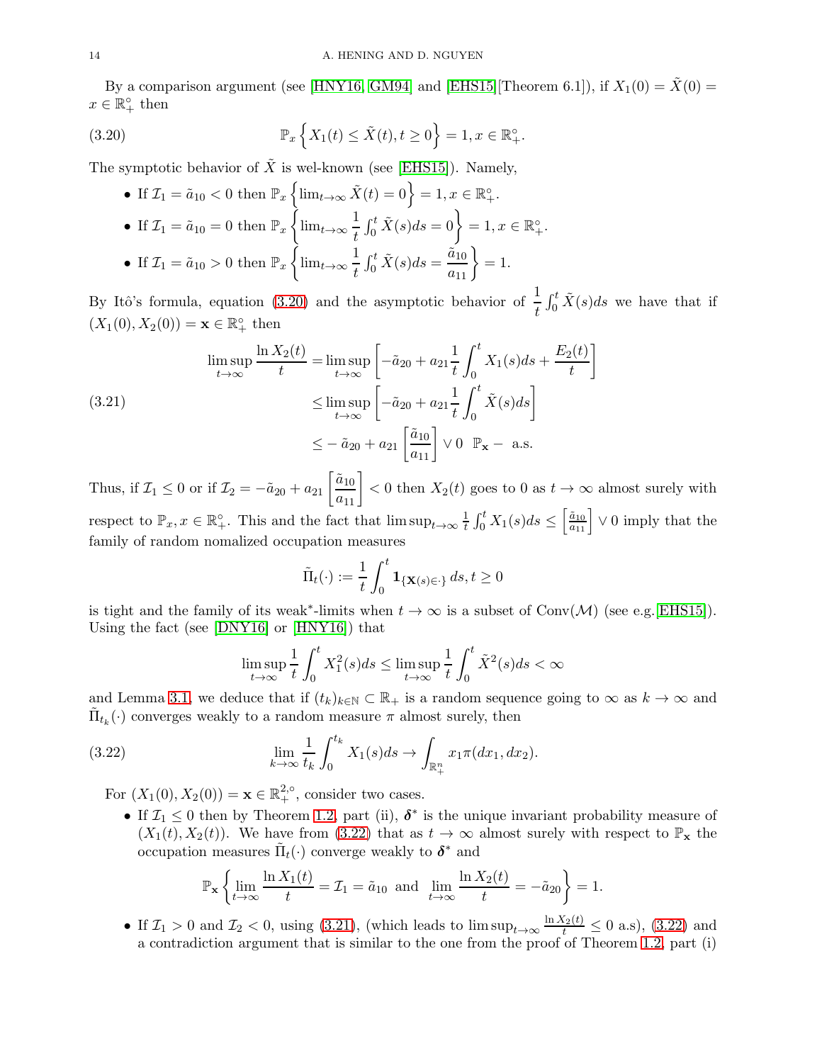By a comparison argument (see [HNY16, GM94] and [EHS15][Theorem 6.1]), if $X_1(0) = \tilde{X}(0) = x \in \mathbb{R}_+^\circ$ then

$$\mathbb{P}_x \left\{ X_1(t) \le \tilde{X}(t), t \ge 0 \right\} = 1, x \in \mathbb{R}_+^\circ. \tag{3.20}$$

The symptotic behavior of $\tilde{X}$ is wel-known (see [EHS15]). Namely,

- If $\mathcal{I}_1 = \tilde{a}_{10} < 0$ then $\mathbb{P}_x \left\{ \lim_{t\to\infty} \tilde{X}(t) = 0 \right\} = 1, x \in \mathbb{R}_+^\circ$.
- If $\mathcal{I}_1 = \tilde{a}_{10} = 0$ then $\mathbb{P}_x \left\{ \lim_{t\to\infty} \dfrac{1}{t}\int_0^t \tilde{X}(s)ds = 0 \right\} = 1, x \in \mathbb{R}_+^\circ$.
- If $\mathcal{I}_1 = \tilde{a}_{10} > 0$ then $\mathbb{P}_x \left\{ \lim_{t\to\infty} \dfrac{1}{t}\int_0^t \tilde{X}(s)ds = \dfrac{\tilde{a}_{10}}{a_{11}} \right\} = 1$.

By Itô's formula, equation (3.20) and the asymptotic behavior of $\dfrac{1}{t}\int_0^t \tilde{X}(s)ds$ we have that if $(X_1(0), X_2(0)) = \mathbf{x} \in \mathbb{R}_+^\circ$ then

$$\begin{aligned}
\limsup_{t\to\infty} \frac{\ln X_2(t)}{t} &= \limsup_{t\to\infty} \left[ -\tilde{a}_{20} + a_{21}\frac{1}{t}\int_0^t X_1(s)ds + \frac{E_2(t)}{t} \right] \\
&\le \limsup_{t\to\infty} \left[ -\tilde{a}_{20} + a_{21}\frac{1}{t}\int_0^t \tilde{X}(s)ds \right] \\
&\le -\tilde{a}_{20} + a_{21}\left[\frac{\tilde{a}_{10}}{a_{11}}\right] \vee 0 \ \ \mathbb{P}_{\mathbf{x}} - \text{ a.s.}
\end{aligned} \tag{3.21}$$

Thus, if $\mathcal{I}_1 \le 0$ or if $\mathcal{I}_2 = -\tilde{a}_{20} + a_{21}\left[\dfrac{\tilde{a}_{10}}{a_{11}}\right] < 0$ then $X_2(t)$ goes to 0 as $t \to \infty$ almost surely with respect to $\mathbb{P}_x, x \in \mathbb{R}_+^\circ$. This and the fact that $\limsup_{t\to\infty} \frac{1}{t}\int_0^t X_1(s)ds \le \left[\frac{\tilde{a}_{10}}{a_{11}}\right] \vee 0$ imply that the family of random nomalized occupation measures

$$\tilde{\Pi}_t(\cdot) := \frac{1}{t}\int_0^t \mathbf{1}_{\{\mathbf{X}(s)\in\cdot\}}\, ds, t \ge 0$$

is tight and the family of its weak*-limits when $t \to \infty$ is a subset of $\text{Conv}(\mathcal{M})$ (see e.g.[EHS15]). Using the fact (see [DNY16] or [HNY16]) that

$$\limsup_{t\to\infty} \frac{1}{t}\int_0^t X_1^2(s)ds \le \limsup_{t\to\infty} \frac{1}{t}\int_0^t \tilde{X}^2(s)ds < \infty$$

and Lemma 3.1, we deduce that if $(t_k)_{k\in\mathbb{N}} \subset \mathbb{R}_+$ is a random sequence going to $\infty$ as $k \to \infty$ and $\tilde{\Pi}_{t_k}(\cdot)$ converges weakly to a random measure $\pi$ almost surely, then

$$\lim_{k\to\infty} \frac{1}{t_k}\int_0^{t_k} X_1(s)ds \to \int_{\mathbb{R}_+^n} x_1 \pi(dx_1, dx_2). \tag{3.22}$$

For $(X_1(0), X_2(0)) = \mathbf{x} \in \mathbb{R}_+^{2,\circ}$, consider two cases.

- If $\mathcal{I}_1 \le 0$ then by Theorem 1.2, part (ii), $\boldsymbol{\delta}^*$ is the unique invariant probability measure of $(X_1(t), X_2(t))$. We have from (3.22) that as $t \to \infty$ almost surely with respect to $\mathbb{P}_{\mathbf{x}}$ the occupation measures $\tilde{\Pi}_t(\cdot)$ converge weakly to $\boldsymbol{\delta}^*$ and
$$\mathbb{P}_{\mathbf{x}} \left\{ \lim_{t\to\infty} \frac{\ln X_1(t)}{t} = \mathcal{I}_1 = \tilde{a}_{10} \text{ and } \lim_{t\to\infty} \frac{\ln X_2(t)}{t} = -\tilde{a}_{20} \right\} = 1.$$
- If $\mathcal{I}_1 > 0$ and $\mathcal{I}_2 < 0$, using (3.21), (which leads to $\limsup_{t\to\infty} \frac{\ln X_2(t)}{t} \le 0$ a.s), (3.22) and a contradiction argument that is similar to the one from the proof of Theorem 1.2, part (i)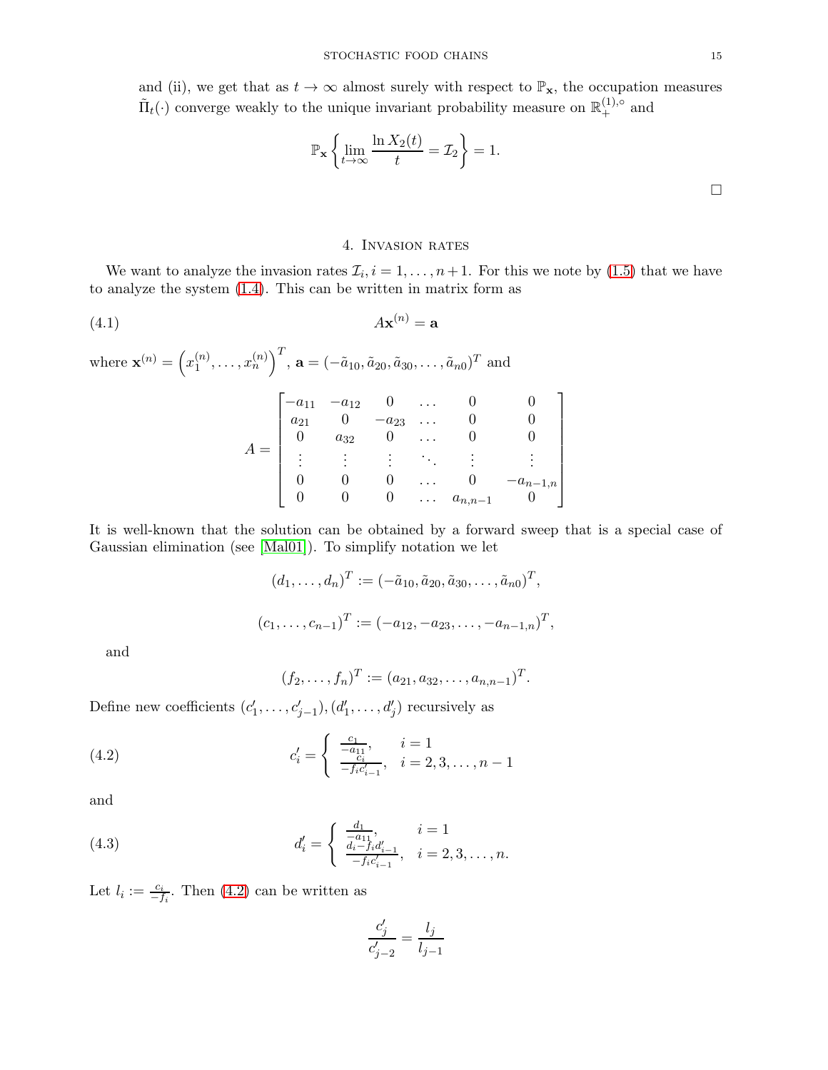and (ii), we get that as $t \to \infty$ almost surely with respect to $\mathbb{P}_{\mathbf{x}}$, the occupation measures $\tilde{\Pi}_t(\cdot)$ converge weakly to the unique invariant probability measure on $\mathbb{R}_+^{(1),\circ}$ and

$$\mathbb{P}_{\mathbf{x}}\left\{\lim_{t\to\infty}\frac{\ln X_2(t)}{t} = \mathcal{I}_2\right\} = 1.$$

□

## 4. Invasion rates

We want to analyze the invasion rates $\mathcal{I}_i, i = 1, \ldots, n+1$. For this we note by (1.5) that we have to analyze the system (1.4). This can be written in matrix form as

$$A\mathbf{x}^{(n)} = \mathbf{a} \tag{4.1}$$

where $\mathbf{x}^{(n)} = \left(x_1^{(n)}, \ldots, x_n^{(n)}\right)^T$, $\mathbf{a} = (-\tilde{a}_{10}, \tilde{a}_{20}, \tilde{a}_{30}, \ldots, \tilde{a}_{n0})^T$ and

$$A = \begin{bmatrix} -a_{11} & -a_{12} & 0 & \ldots & 0 & 0 \\ a_{21} & 0 & -a_{23} & \ldots & 0 & 0 \\ 0 & a_{32} & 0 & \ldots & 0 & 0 \\ \vdots & \vdots & \vdots & \ddots & \vdots & \vdots \\ 0 & 0 & 0 & \ldots & 0 & -a_{n-1,n} \\ 0 & 0 & 0 & \ldots & a_{n,n-1} & 0 \end{bmatrix}$$

It is well-known that the solution can be obtained by a forward sweep that is a special case of Gaussian elimination (see [Mal01]). To simplify notation we let

$$(d_1, \ldots, d_n)^T := (-\tilde{a}_{10}, \tilde{a}_{20}, \tilde{a}_{30}, \ldots, \tilde{a}_{n0})^T,$$

$$(c_1, \ldots, c_{n-1})^T := (-a_{12}, -a_{23}, \ldots, -a_{n-1,n})^T,$$

and

$$(f_2, \ldots, f_n)^T := (a_{21}, a_{32}, \ldots, a_{n,n-1})^T.$$

Define new coefficients $(c_1', \ldots, c_{j-1}'), (d_1', \ldots, d_j')$ recursively as

$$c_i' = \begin{cases} \frac{c_1}{-a_{11}}, & i = 1 \\ \frac{c_i}{-f_i c_{i-1}'}, & i = 2, 3, \ldots, n-1 \end{cases} \tag{4.2}$$

and

$$d_i' = \begin{cases} \frac{d_1}{-a_{11}}, & i = 1 \\ \frac{d_i - f_i d_{i-1}'}{-f_i c_{i-1}'}, & i = 2, 3, \ldots, n. \end{cases} \tag{4.3}$$

Let $l_i := \frac{c_i}{-f_i}$. Then (4.2) can be written as

$$\frac{c_j'}{c_{j-2}'} = \frac{l_j}{l_{j-1}}$$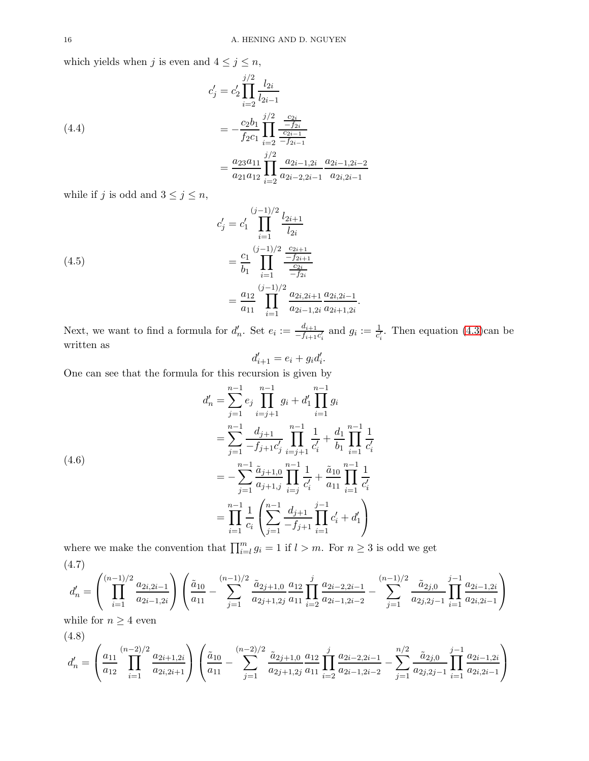which yields when $j$ is even and $4 \leq j \leq n$,

$$
\begin{aligned}
c'_j &= c'_2 \prod_{i=2}^{j/2} \frac{l_{2i}}{l_{2i-1}} \\
&= -\frac{c_2 b_1}{f_2 c_1} \prod_{i=2}^{j/2} \frac{\frac{c_{2i}}{-f_{2i}}}{\frac{c_{2i-1}}{-f_{2i-1}}} \\
&= \frac{a_{23} a_{11}}{a_{21} a_{12}} \prod_{i=2}^{j/2} \frac{a_{2i-1,2i}}{a_{2i-2,2i-1}} \frac{a_{2i-1,2i-2}}{a_{2i,2i-1}}
\end{aligned} \tag{4.4}
$$

while if $j$ is odd and $3 \leq j \leq n$,

$$
\begin{aligned}
c'_j &= c'_1 \prod_{i=1}^{(j-1)/2} \frac{l_{2i+1}}{l_{2i}} \\
&= \frac{c_1}{b_1} \prod_{i=1}^{(j-1)/2} \frac{\frac{c_{2i+1}}{-f_{2i+1}}}{\frac{c_{2i}}{-f_{2i}}} \\
&= \frac{a_{12}}{a_{11}} \prod_{i=1}^{(j-1)/2} \frac{a_{2i,2i+1}}{a_{2i-1,2i}} \frac{a_{2i,2i-1}}{a_{2i+1,2i}}.
\end{aligned} \tag{4.5}
$$

Next, we want to find a formula for $d'_n$. Set $e_i := \frac{d_{i+1}}{-f_{i+1} c'_i}$ and $g_i := \frac{1}{c'_i}$. Then equation (4.3)can be written as

$$
d'_{i+1} = e_i + g_i d'_i.
$$

One can see that the formula for this recursion is given by

$$
\begin{aligned}
d'_n &= \sum_{j=1}^{n-1} e_j \prod_{i=j+1}^{n-1} g_i + d'_1 \prod_{i=1}^{n-1} g_i \\
&= \sum_{j=1}^{n-1} \frac{d_{j+1}}{-f_{j+1} c'_j} \prod_{i=j+1}^{n-1} \frac{1}{c'_i} + \frac{d_1}{b_1} \prod_{i=1}^{n-1} \frac{1}{c'_i} \\
&= -\sum_{j=1}^{n-1} \frac{\tilde{a}_{j+1,0}}{a_{j+1,j}} \prod_{i=j}^{n-1} \frac{1}{c'_i} + \frac{\tilde{a}_{10}}{a_{11}} \prod_{i=1}^{n-1} \frac{1}{c'_i} \\
&= \prod_{i=1}^{n-1} \frac{1}{c_i} \left( \sum_{j=1}^{n-1} \frac{d_{j+1}}{-f_{j+1}} \prod_{i=1}^{j-1} c'_i + d'_1 \right)
\end{aligned} \tag{4.6}
$$

where we make the convention that $\prod_{i=l}^{m} g_i = 1$ if $l > m$. For $n \geq 3$ is odd we get

$$
d'_n = \left( \prod_{i=1}^{(n-1)/2} \frac{a_{2i,2i-1}}{a_{2i-1,2i}} \right) \left( \frac{\tilde{a}_{10}}{a_{11}} - \sum_{j=1}^{(n-1)/2} \frac{\tilde{a}_{2j+1,0}}{a_{2j+1,2j}} \frac{a_{12}}{a_{11}} \prod_{i=2}^{j} \frac{a_{2i-2,2i-1}}{a_{2i-1,2i-2}} - \sum_{j=1}^{(n-1)/2} \frac{\tilde{a}_{2j,0}}{a_{2j,2j-1}} \prod_{i=1}^{j-1} \frac{a_{2i-1,2i}}{a_{2i,2i-1}} \right) \tag{4.7}
$$

while for $n \geq 4$ even

$$
d'_n = \left( \frac{a_{11}}{a_{12}} \prod_{i=1}^{(n-2)/2} \frac{a_{2i+1,2i}}{a_{2i,2i+1}} \right) \left( \frac{\tilde{a}_{10}}{a_{11}} - \sum_{j=1}^{(n-2)/2} \frac{\tilde{a}_{2j+1,0}}{a_{2j+1,2j}} \frac{a_{12}}{a_{11}} \prod_{i=2}^{j} \frac{a_{2i-2,2i-1}}{a_{2i-1,2i-2}} - \sum_{j=1}^{n/2} \frac{\tilde{a}_{2j,0}}{a_{2j,2j-1}} \prod_{i=1}^{j-1} \frac{a_{2i-1,2i}}{a_{2i,2i-1}} \right) \tag{4.8}
$$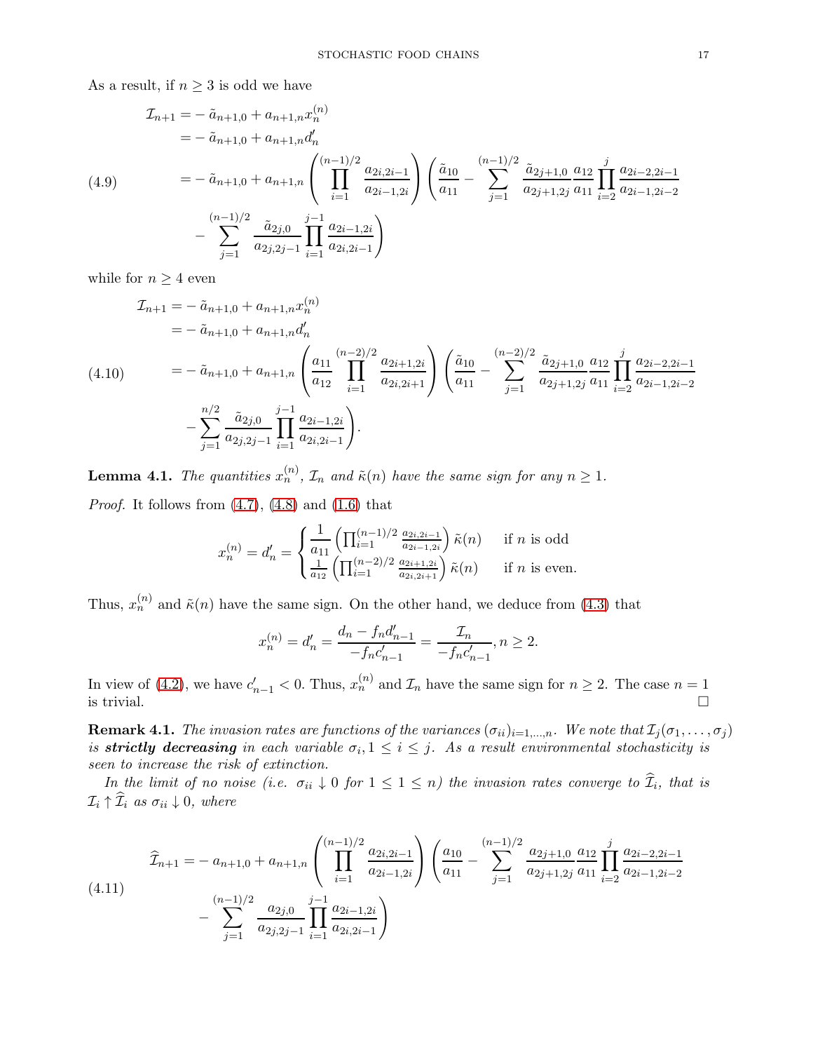As a result, if $n \geq 3$ is odd we have

$$
\begin{aligned}
\mathcal{I}_{n+1} =& -\tilde{a}_{n+1,0} + a_{n+1,n} x_n^{(n)} \\
=& -\tilde{a}_{n+1,0} + a_{n+1,n} d_n' \\
=& -\tilde{a}_{n+1,0} + a_{n+1,n} \left( \prod_{i=1}^{(n-1)/2} \frac{a_{2i,2i-1}}{a_{2i-1,2i}} \right) \left( \frac{\tilde{a}_{10}}{a_{11}} - \sum_{j=1}^{(n-1)/2} \frac{\tilde{a}_{2j+1,0}}{a_{2j+1,2j}} \frac{a_{12}}{a_{11}} \prod_{i=2}^{j} \frac{a_{2i-2,2i-1}}{a_{2i-1,2i-2}} \right. \\
& \left. - \sum_{j=1}^{(n-1)/2} \frac{\tilde{a}_{2j,0}}{a_{2j,2j-1}} \prod_{i=1}^{j-1} \frac{a_{2i-1,2i}}{a_{2i,2i-1}} \right)
\end{aligned} \tag{4.9}
$$

while for $n \geq 4$ even

$$
\begin{aligned}
\mathcal{I}_{n+1} =& -\tilde{a}_{n+1,0} + a_{n+1,n} x_n^{(n)} \\
=& -\tilde{a}_{n+1,0} + a_{n+1,n} d_n' \\
=& -\tilde{a}_{n+1,0} + a_{n+1,n} \left( \frac{a_{11}}{a_{12}} \prod_{i=1}^{(n-2)/2} \frac{a_{2i+1,2i}}{a_{2i,2i+1}} \right) \left( \frac{\tilde{a}_{10}}{a_{11}} - \sum_{j=1}^{(n-2)/2} \frac{\tilde{a}_{2j+1,0}}{a_{2j+1,2j}} \frac{a_{12}}{a_{11}} \prod_{i=2}^{j} \frac{a_{2i-2,2i-1}}{a_{2i-1,2i-2}} \right. \\
& \left. - \sum_{j=1}^{n/2} \frac{\tilde{a}_{2j,0}}{a_{2j,2j-1}} \prod_{i=1}^{j-1} \frac{a_{2i-1,2i}}{a_{2i,2i-1}} \right).
\end{aligned} \tag{4.10}
$$

**Lemma 4.1.** *The quantities $x_n^{(n)}$, $\mathcal{I}_n$ and $\tilde{\kappa}(n)$ have the same sign for any $n \geq 1$.*

*Proof.* It follows from (4.7), (4.8) and (1.6) that

$$
x_n^{(n)} = d_n' = \begin{cases} \dfrac{1}{a_{11}} \left( \prod_{i=1}^{(n-1)/2} \frac{a_{2i,2i-1}}{a_{2i-1,2i}} \right) \tilde{\kappa}(n) & \text{if } n \text{ is odd} \\ \frac{1}{a_{12}} \left( \prod_{i=1}^{(n-2)/2} \frac{a_{2i+1,2i}}{a_{2i,2i+1}} \right) \tilde{\kappa}(n) & \text{if } n \text{ is even.} \end{cases}
$$

Thus, $x_n^{(n)}$ and $\tilde{\kappa}(n)$ have the same sign. On the other hand, we deduce from (4.3) that

$$
x_n^{(n)} = d_n' = \frac{d_n - f_n d_{n-1}'}{-f_n c_{n-1}'} = \frac{\mathcal{I}_n}{-f_n c_{n-1}'}, n \geq 2.
$$

In view of (4.2), we have $c_{n-1}' < 0$. Thus, $x_n^{(n)}$ and $\mathcal{I}_n$ have the same sign for $n \geq 2$. The case $n = 1$ is trivial. □

**Remark 4.1.** *The invasion rates are functions of the variances $(\sigma_{ii})_{i=1,\dots,n}$. We note that $\mathcal{I}_j(\sigma_1, \dots, \sigma_j)$ is* ***strictly decreasing*** *in each variable $\sigma_i, 1 \leq i \leq j$. As a result environmental stochasticity is seen to increase the risk of extinction.*

*In the limit of no noise (i.e. $\sigma_{ii} \downarrow 0$ for $1 \leq 1 \leq n$) the invasion rates converge to $\widehat{\mathcal{I}}_i$, that is $\mathcal{I}_i \uparrow \widehat{\mathcal{I}}_i$ as $\sigma_{ii} \downarrow 0$, where*

$$
\begin{aligned}
\widehat{\mathcal{I}}_{n+1} =& -a_{n+1,0} + a_{n+1,n} \left( \prod_{i=1}^{(n-1)/2} \frac{a_{2i,2i-1}}{a_{2i-1,2i}} \right) \left( \frac{a_{10}}{a_{11}} - \sum_{j=1}^{(n-1)/2} \frac{a_{2j+1,0}}{a_{2j+1,2j}} \frac{a_{12}}{a_{11}} \prod_{i=2}^{j} \frac{a_{2i-2,2i-1}}{a_{2i-1,2i-2}} \right. \\
& \left. - \sum_{j=1}^{(n-1)/2} \frac{a_{2j,0}}{a_{2j,2j-1}} \prod_{i=1}^{j-1} \frac{a_{2i-1,2i}}{a_{2i,2i-1}} \right)
\end{aligned} \tag{4.11}
$$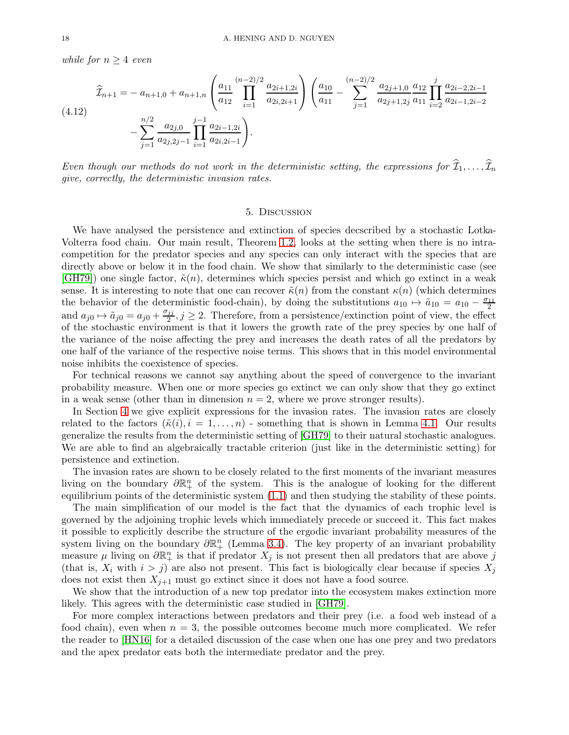*while for $n \geq 4$ even*

$$\widehat{\mathcal{I}}_{n+1} = -a_{n+1,0} + a_{n+1,n}\left(\frac{a_{11}}{a_{12}}\prod_{i=1}^{(n-2)/2}\frac{a_{2i+1,2i}}{a_{2i,2i+1}}\right)\left(\frac{a_{10}}{a_{11}} - \sum_{j=1}^{(n-2)/2}\frac{a_{2j+1,0}}{a_{2j+1,2j}}\frac{a_{12}}{a_{11}}\prod_{i=2}^{j}\frac{a_{2i-2,2i-1}}{a_{2i-1,2i-2}} - \sum_{j=1}^{n/2}\frac{a_{2j,0}}{a_{2j,2j-1}}\prod_{i=1}^{j-1}\frac{a_{2i-1,2i}}{a_{2i,2i-1}}\right). \tag{4.12}$$

*Even though our methods do not work in the deterministic setting, the expressions for $\widehat{\mathcal{I}}_1, \ldots, \widehat{\mathcal{I}}_n$ give, correctly, the deterministic invasion rates.*

## 5. Discussion

We have analysed the persistence and extinction of species decscribed by a stochastic Lotka-Volterra food chain. Our main result, Theorem 1.2, looks at the setting when there is no intra-competition for the predator species and any species can only interact with the species that are directly above or below it in the food chain. We show that similarly to the deterministic case (see [GH79]) one single factor, $\tilde{\kappa}(n)$, determines which species persist and which go extinct in a weak sense. It is interesting to note that one can recover $\tilde{\kappa}(n)$ from the constant $\kappa(n)$ (which determines the behavior of the deterministic food-chain), by doing the substitutions $a_{10} \mapsto \tilde{a}_{10} = a_{10} - \frac{\sigma_{11}}{2}$ and $a_{j0} \mapsto \tilde{a}_{j0} = a_{j0} + \frac{\sigma_{jj}}{2}, j \geq 2$. Therefore, from a persistence/extinction point of view, the effect of the stochastic environment is that it lowers the growth rate of the prey species by one half of the variance of the noise affecting the prey and increases the death rates of all the predators by one half of the variance of the respective noise terms. This shows that in this model environmental noise inhibits the coexistence of species.

For technical reasons we cannot say anything about the speed of convergence to the invariant probability measure. When one or more species go extinct we can only show that they go extinct in a weak sense (other than in dimension $n = 2$, where we prove stronger results).

In Section 4 we give explicit expressions for the invasion rates. The invasion rates are closely related to the factors $(\tilde{\kappa}(i), i = 1, \ldots, n)$ - something that is shown in Lemma 4.1. Our results generalize the results from the deterministic setting of [GH79] to their natural stochastic analogues. We are able to find an algebraically tractable criterion (just like in the deterministic setting) for persistence and extinction.

The invasion rates are shown to be closely related to the first moments of the invariant measures living on the boundary $\partial\mathbb{R}^n_+$ of the system. This is the analogue of looking for the different equilibrium points of the deterministic system (1.1) and then studying the stability of these points.

The main simplification of our model is the fact that the dynamics of each trophic level is governed by the adjoining trophic levels which immediately precede or succeed it. This fact makes it possible to explicitly describe the structure of the ergodic invariant probability measures of the system living on the boundary $\partial\mathbb{R}^n_+$ (Lemma 3.4). The key property of an invariant probability measure $\mu$ living on $\partial\mathbb{R}^n_+$ is that if predator $X_j$ is not present then all predators that are above $j$ (that is, $X_i$ with $i > j$) are also not present. This fact is biologically clear because if species $X_j$ does not exist then $X_{j+1}$ must go extinct since it does not have a food source.

We show that the introduction of a new top predator into the ecosystem makes extinction more likely. This agrees with the deterministic case studied in [GH79].

For more complex interactions between predators and their prey (i.e. a food web instead of a food chain), even when $n = 3$, the possible outcomes become much more complicated. We refer the reader to [HN16] for a detailed discussion of the case when one has one prey and two predators and the apex predator eats both the intermediate predator and the prey.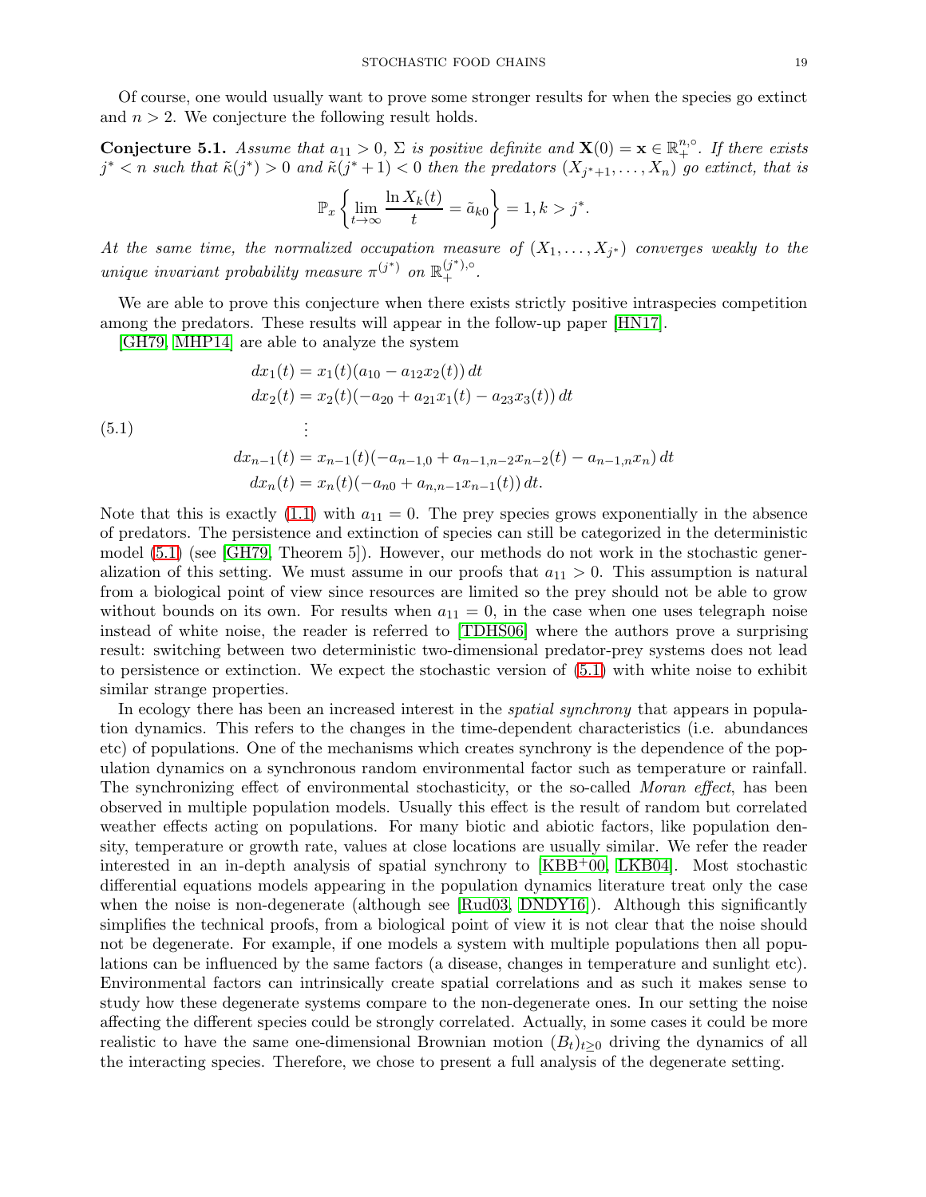Of course, one would usually want to prove some stronger results for when the species go extinct and $n > 2$. We conjecture the following result holds.

**Conjecture 5.1.** *Assume that $a_{11} > 0$, $\Sigma$ is positive definite and $\mathbf{X}(0) = \mathbf{x} \in \mathbb{R}_+^{n,\circ}$. If there exists $j^* < n$ such that $\tilde{\kappa}(j^*) > 0$ and $\tilde{\kappa}(j^* + 1) < 0$ then the predators $(X_{j^*+1}, \dots, X_n)$ go extinct, that is*

$$\mathbb{P}_x \left\{ \lim_{t\to\infty} \frac{\ln X_k(t)}{t} = \tilde{a}_{k0} \right\} = 1, k > j^*.$$

*At the same time, the normalized occupation measure of $(X_1, \dots, X_{j^*})$ converges weakly to the unique invariant probability measure $\pi^{(j^*)}$ on $\mathbb{R}_+^{(j^*),\circ}$.*

We are able to prove this conjecture when there exists strictly positive intraspecies competition among the predators. These results will appear in the follow-up paper [HN17].

[GH79, MHP14] are able to analyze the system

$$
\begin{aligned}
dx_1(t) &= x_1(t)(a_{10} - a_{12}x_2(t))\, dt \\
dx_2(t) &= x_2(t)(-a_{20} + a_{21}x_1(t) - a_{23}x_3(t))\, dt \\
&\vdots \\
dx_{n-1}(t) &= x_{n-1}(t)(-a_{n-1,0} + a_{n-1,n-2}x_{n-2}(t) - a_{n-1,n}x_n)\, dt \\
dx_n(t) &= x_n(t)(-a_{n0} + a_{n,n-1}x_{n-1}(t))\, dt.
\end{aligned}
\tag{5.1}
$$

Note that this is exactly (1.1) with $a_{11} = 0$. The prey species grows exponentially in the absence of predators. The persistence and extinction of species can still be categorized in the deterministic model (5.1) (see [GH79, Theorem 5]). However, our methods do not work in the stochastic generalization of this setting. We must assume in our proofs that $a_{11} > 0$. This assumption is natural from a biological point of view since resources are limited so the prey should not be able to grow without bounds on its own. For results when $a_{11} = 0$, in the case when one uses telegraph noise instead of white noise, the reader is referred to [TDHS06] where the authors prove a surprising result: switching between two deterministic two-dimensional predator-prey systems does not lead to persistence or extinction. We expect the stochastic version of (5.1) with white noise to exhibit similar strange properties.

In ecology there has been an increased interest in the *spatial synchrony* that appears in population dynamics. This refers to the changes in the time-dependent characteristics (i.e. abundances etc) of populations. One of the mechanisms which creates synchrony is the dependence of the population dynamics on a synchronous random environmental factor such as temperature or rainfall. The synchronizing effect of environmental stochasticity, or the so-called *Moran effect*, has been observed in multiple population models. Usually this effect is the result of random but correlated weather effects acting on populations. For many biotic and abiotic factors, like population density, temperature or growth rate, values at close locations are usually similar. We refer the reader interested in an in-depth analysis of spatial synchrony to [KBB+00, LKB04]. Most stochastic differential equations models appearing in the population dynamics literature treat only the case when the noise is non-degenerate (although see [Rud03, DNDY16]). Although this significantly simplifies the technical proofs, from a biological point of view it is not clear that the noise should not be degenerate. For example, if one models a system with multiple populations then all populations can be influenced by the same factors (a disease, changes in temperature and sunlight etc). Environmental factors can intrinsically create spatial correlations and as such it makes sense to study how these degenerate systems compare to the non-degenerate ones. In our setting the noise affecting the different species could be strongly correlated. Actually, in some cases it could be more realistic to have the same one-dimensional Brownian motion $(B_t)_{t\geq 0}$ driving the dynamics of all the interacting species. Therefore, we chose to present a full analysis of the degenerate setting.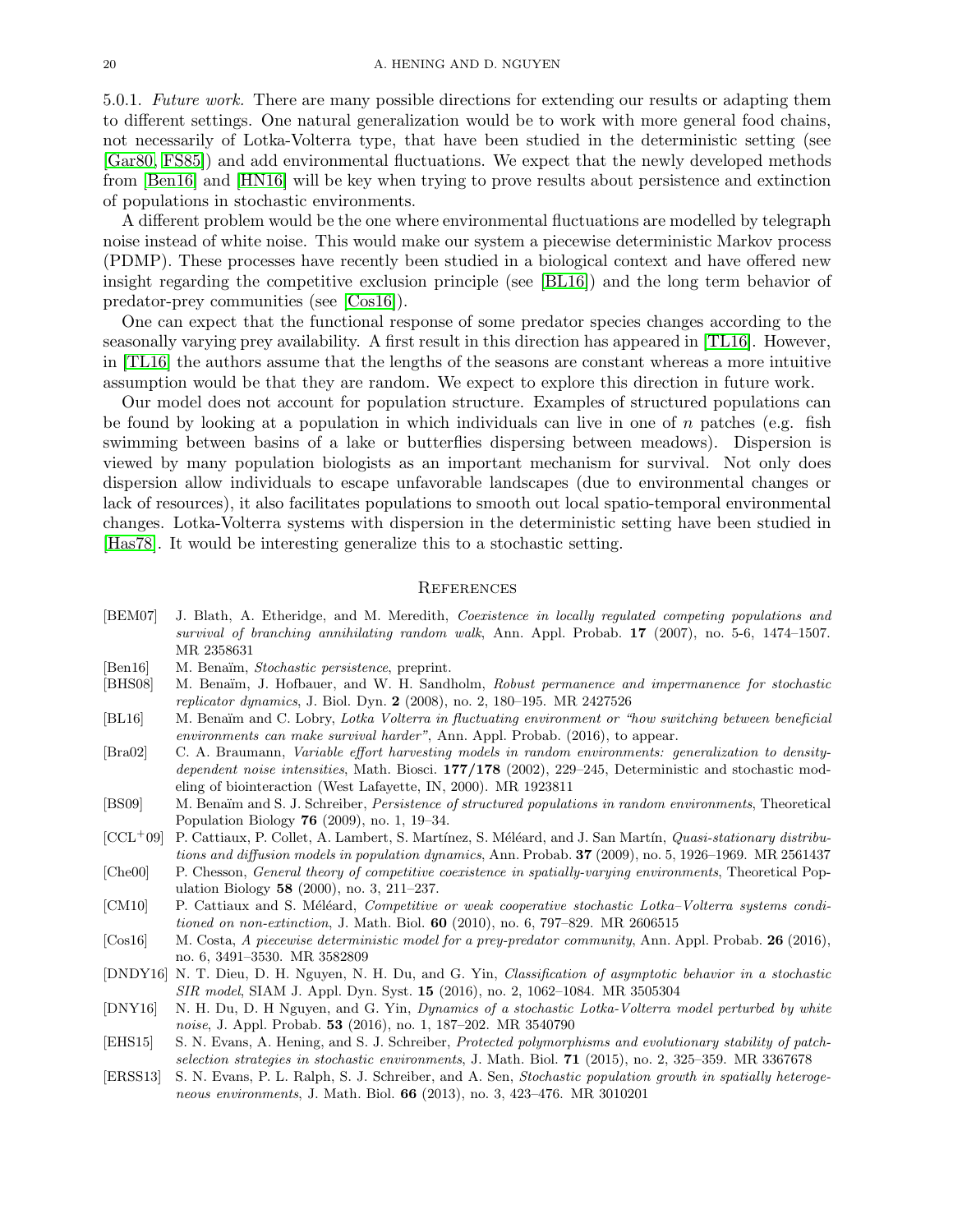5.0.1. *Future work.* There are many possible directions for extending our results or adapting them to different settings. One natural generalization would be to work with more general food chains, not necessarily of Lotka-Volterra type, that have been studied in the deterministic setting (see [Gar80, FS85]) and add environmental fluctuations. We expect that the newly developed methods from [Ben16] and [HN16] will be key when trying to prove results about persistence and extinction of populations in stochastic environments.

A different problem would be the one where environmental fluctuations are modelled by telegraph noise instead of white noise. This would make our system a piecewise deterministic Markov process (PDMP). These processes have recently been studied in a biological context and have offered new insight regarding the competitive exclusion principle (see [BL16]) and the long term behavior of predator-prey communities (see [Cos16]).

One can expect that the functional response of some predator species changes according to the seasonally varying prey availability. A first result in this direction has appeared in [TL16]. However, in [TL16] the authors assume that the lengths of the seasons are constant whereas a more intuitive assumption would be that they are random. We expect to explore this direction in future work.

Our model does not account for population structure. Examples of structured populations can be found by looking at a population in which individuals can live in one of $n$ patches (e.g. fish swimming between basins of a lake or butterflies dispersing between meadows). Dispersion is viewed by many population biologists as an important mechanism for survival. Not only does dispersion allow individuals to escape unfavorable landscapes (due to environmental changes or lack of resources), it also facilitates populations to smooth out local spatio-temporal environmental changes. Lotka-Volterra systems with dispersion in the deterministic setting have been studied in [Has78]. It would be interesting generalize this to a stochastic setting.

## References

- [BEM07] J. Blath, A. Etheridge, and M. Meredith, *Coexistence in locally regulated competing populations and survival of branching annihilating random walk*, Ann. Appl. Probab. **17** (2007), no. 5-6, 1474–1507. MR 2358631
- [Ben16] M. Benaïm, *Stochastic persistence*, preprint.
- [BHS08] M. Benaïm, J. Hofbauer, and W. H. Sandholm, *Robust permanence and impermanence for stochastic replicator dynamics*, J. Biol. Dyn. **2** (2008), no. 2, 180–195. MR 2427526
- [BL16] M. Benaïm and C. Lobry, *Lotka Volterra in fluctuating environment or "how switching between beneficial environments can make survival harder"*, Ann. Appl. Probab. (2016), to appear.
- [Bra02] C. A. Braumann, *Variable effort harvesting models in random environments: generalization to density-dependent noise intensities*, Math. Biosci. **177/178** (2002), 229–245, Deterministic and stochastic modeling of biointeraction (West Lafayette, IN, 2000). MR 1923811
- [BS09] M. Benaïm and S. J. Schreiber, *Persistence of structured populations in random environments*, Theoretical Population Biology **76** (2009), no. 1, 19–34.
- [CCL+09] P. Cattiaux, P. Collet, A. Lambert, S. Martínez, S. Méléard, and J. San Martín, *Quasi-stationary distributions and diffusion models in population dynamics*, Ann. Probab. **37** (2009), no. 5, 1926–1969. MR 2561437
- [Che00] P. Chesson, *General theory of competitive coexistence in spatially-varying environments*, Theoretical Population Biology **58** (2000), no. 3, 211–237.
- [CM10] P. Cattiaux and S. Méléard, *Competitive or weak cooperative stochastic Lotka–Volterra systems conditioned on non-extinction*, J. Math. Biol. **60** (2010), no. 6, 797–829. MR 2606515
- [Cos16] M. Costa, *A piecewise deterministic model for a prey-predator community*, Ann. Appl. Probab. **26** (2016), no. 6, 3491–3530. MR 3582809
- [DNDY16] N. T. Dieu, D. H. Nguyen, N. H. Du, and G. Yin, *Classification of asymptotic behavior in a stochastic SIR model*, SIAM J. Appl. Dyn. Syst. **15** (2016), no. 2, 1062–1084. MR 3505304
- [DNY16] N. H. Du, D. H Nguyen, and G. Yin, *Dynamics of a stochastic Lotka-Volterra model perturbed by white noise*, J. Appl. Probab. **53** (2016), no. 1, 187–202. MR 3540790
- [EHS15] S. N. Evans, A. Hening, and S. J. Schreiber, *Protected polymorphisms and evolutionary stability of patch-selection strategies in stochastic environments*, J. Math. Biol. **71** (2015), no. 2, 325–359. MR 3367678
- [ERSS13] S. N. Evans, P. L. Ralph, S. J. Schreiber, and A. Sen, *Stochastic population growth in spatially heterogeneous environments*, J. Math. Biol. **66** (2013), no. 3, 423–476. MR 3010201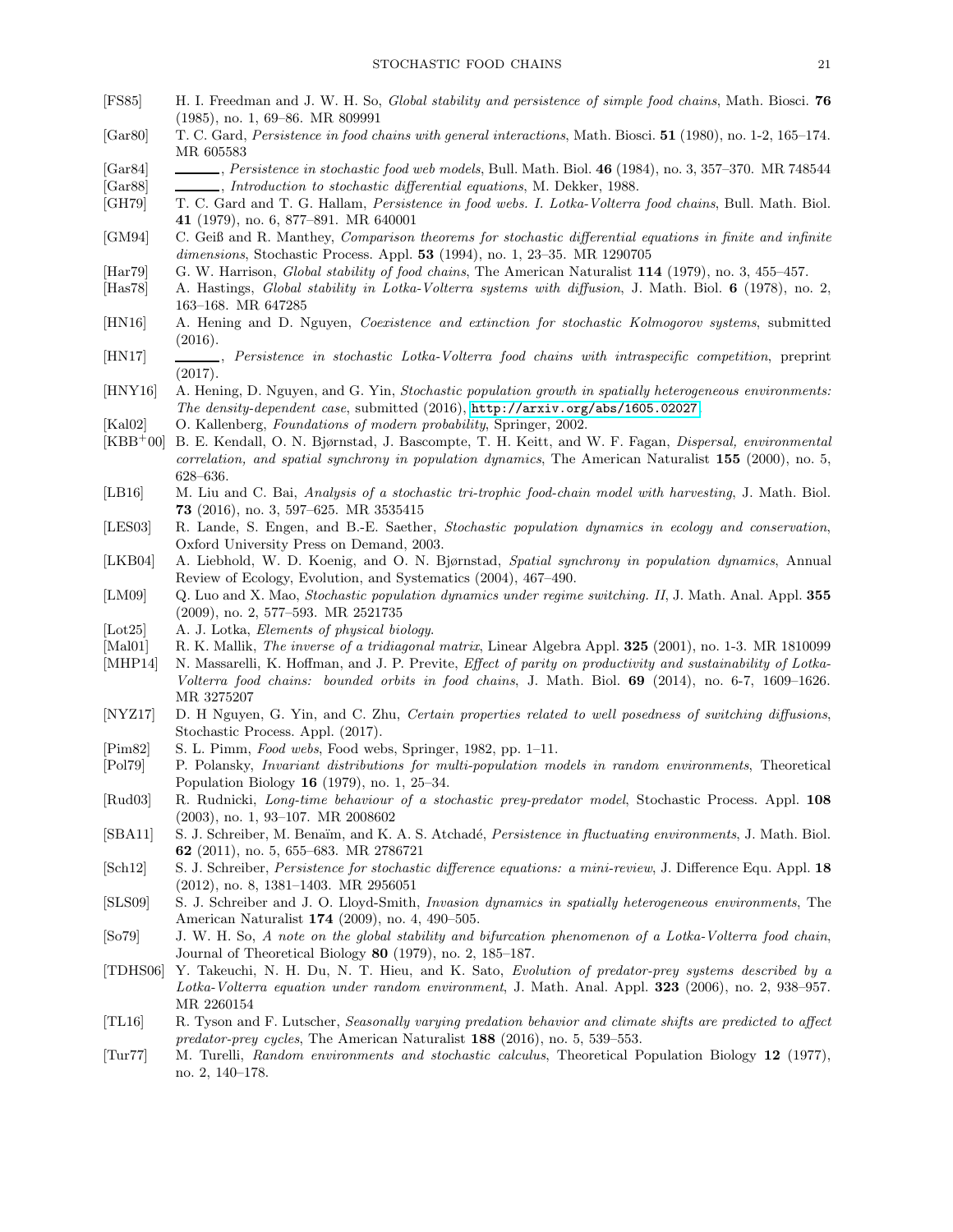[FS85] H. I. Freedman and J. W. H. So, *Global stability and persistence of simple food chains*, Math. Biosci. **76** (1985), no. 1, 69–86. MR 809991

[Gar80] T. C. Gard, *Persistence in food chains with general interactions*, Math. Biosci. **51** (1980), no. 1-2, 165–174. MR 605583

[Gar84] ______, *Persistence in stochastic food web models*, Bull. Math. Biol. **46** (1984), no. 3, 357–370. MR 748544

[Gar88] ______, *Introduction to stochastic differential equations*, M. Dekker, 1988.

[GH79] T. C. Gard and T. G. Hallam, *Persistence in food webs. I. Lotka-Volterra food chains*, Bull. Math. Biol. **41** (1979), no. 6, 877–891. MR 640001

[GM94] C. Geiß and R. Manthey, *Comparison theorems for stochastic differential equations in finite and infinite dimensions*, Stochastic Process. Appl. **53** (1994), no. 1, 23–35. MR 1290705

[Har79] G. W. Harrison, *Global stability of food chains*, The American Naturalist **114** (1979), no. 3, 455–457.

[Has78] A. Hastings, *Global stability in Lotka-Volterra systems with diffusion*, J. Math. Biol. **6** (1978), no. 2, 163–168. MR 647285

[HN16] A. Hening and D. Nguyen, *Coexistence and extinction for stochastic Kolmogorov systems*, submitted (2016).

[HN17] ______, *Persistence in stochastic Lotka-Volterra food chains with intraspecific competition*, preprint (2017).

[HNY16] A. Hening, D. Nguyen, and G. Yin, *Stochastic population growth in spatially heterogeneous environments: The density-dependent case*, submitted (2016), http://arxiv.org/abs/1605.02027.

[Kal02] O. Kallenberg, *Foundations of modern probability*, Springer, 2002.

[KBB+00] B. E. Kendall, O. N. Bjørnstad, J. Bascompte, T. H. Keitt, and W. F. Fagan, *Dispersal, environmental correlation, and spatial synchrony in population dynamics*, The American Naturalist **155** (2000), no. 5, 628–636.

[LB16] M. Liu and C. Bai, *Analysis of a stochastic tri-trophic food-chain model with harvesting*, J. Math. Biol. **73** (2016), no. 3, 597–625. MR 3535415

[LES03] R. Lande, S. Engen, and B.-E. Saether, *Stochastic population dynamics in ecology and conservation*, Oxford University Press on Demand, 2003.

[LKB04] A. Liebhold, W. D. Koenig, and O. N. Bjørnstad, *Spatial synchrony in population dynamics*, Annual Review of Ecology, Evolution, and Systematics (2004), 467–490.

[LM09] Q. Luo and X. Mao, *Stochastic population dynamics under regime switching. II*, J. Math. Anal. Appl. **355** (2009), no. 2, 577–593. MR 2521735

[Lot25] A. J. Lotka, *Elements of physical biology*.

[Mal01] R. K. Mallik, *The inverse of a tridiagonal matrix*, Linear Algebra Appl. **325** (2001), no. 1-3. MR 1810099

[MHP14] N. Massarelli, K. Hoffman, and J. P. Previte, *Effect of parity on productivity and sustainability of Lotka-Volterra food chains: bounded orbits in food chains*, J. Math. Biol. **69** (2014), no. 6-7, 1609–1626. MR 3275207

[NYZ17] D. H Nguyen, G. Yin, and C. Zhu, *Certain properties related to well posedness of switching diffusions*, Stochastic Process. Appl. (2017).

[Pim82] S. L. Pimm, *Food webs*, Food webs, Springer, 1982, pp. 1–11.

[Pol79] P. Polansky, *Invariant distributions for multi-population models in random environments*, Theoretical Population Biology **16** (1979), no. 1, 25–34.

[Rud03] R. Rudnicki, *Long-time behaviour of a stochastic prey-predator model*, Stochastic Process. Appl. **108** (2003), no. 1, 93–107. MR 2008602

[SBA11] S. J. Schreiber, M. Benaïm, and K. A. S. Atchadé, *Persistence in fluctuating environments*, J. Math. Biol. **62** (2011), no. 5, 655–683. MR 2786721

[Sch12] S. J. Schreiber, *Persistence for stochastic difference equations: a mini-review*, J. Difference Equ. Appl. **18** (2012), no. 8, 1381–1403. MR 2956051

[SLS09] S. J. Schreiber and J. O. Lloyd-Smith, *Invasion dynamics in spatially heterogeneous environments*, The American Naturalist **174** (2009), no. 4, 490–505.

[So79] J. W. H. So, *A note on the global stability and bifurcation phenomenon of a Lotka-Volterra food chain*, Journal of Theoretical Biology **80** (1979), no. 2, 185–187.

[TDHS06] Y. Takeuchi, N. H. Du, N. T. Hieu, and K. Sato, *Evolution of predator-prey systems described by a Lotka-Volterra equation under random environment*, J. Math. Anal. Appl. **323** (2006), no. 2, 938–957. MR 2260154

[TL16] R. Tyson and F. Lutscher, *Seasonally varying predation behavior and climate shifts are predicted to affect predator-prey cycles*, The American Naturalist **188** (2016), no. 5, 539–553.

[Tur77] M. Turelli, *Random environments and stochastic calculus*, Theoretical Population Biology **12** (1977), no. 2, 140–178.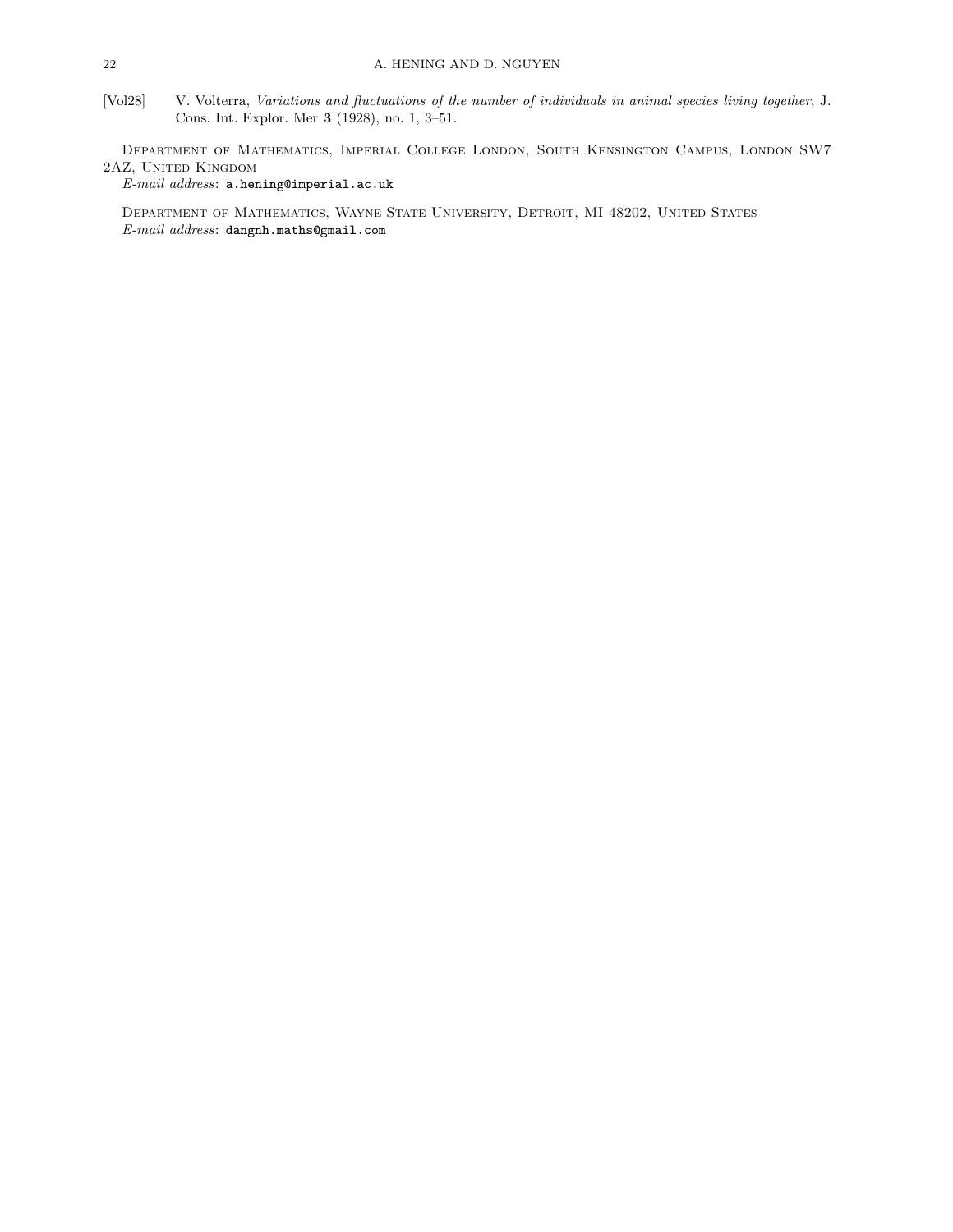[Vol28] V. Volterra, *Variations and fluctuations of the number of individuals in animal species living together*, J. Cons. Int. Explor. Mer **3** (1928), no. 1, 3–51.

Department of Mathematics, Imperial College London, South Kensington Campus, London SW7 2AZ, United Kingdom

*E-mail address*: a.hening@imperial.ac.uk

Department of Mathematics, Wayne State University, Detroit, MI 48202, United States

*E-mail address*: dangnh.maths@gmail.com